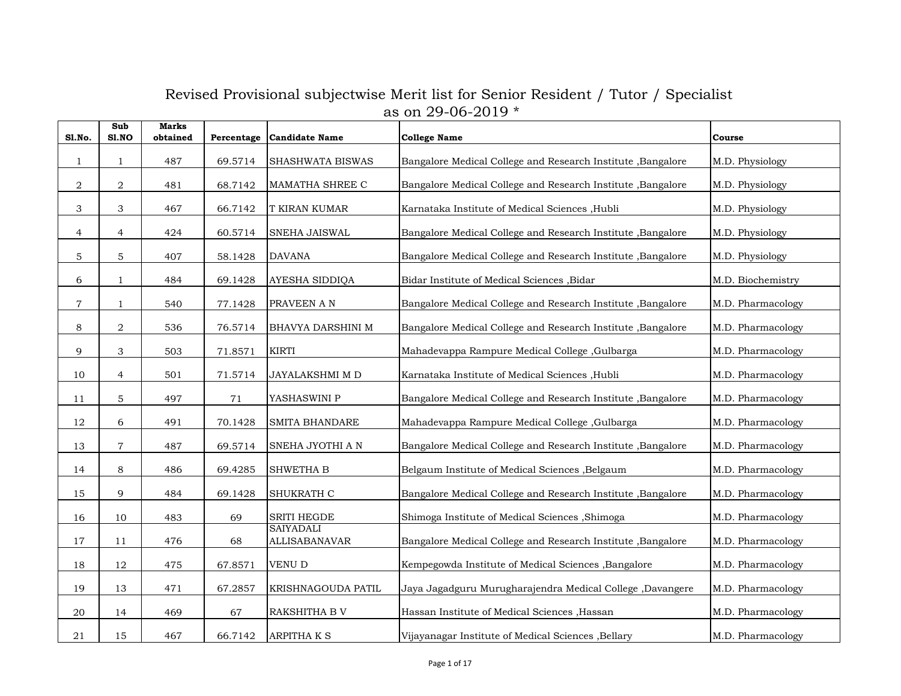# Revised Provisional subjectwise Merit list for Senior Resident / Tutor / Specialist as on 29-06-2019 *

| Sl.No. | Sub Sl.NO | Marks obtained | Percentage | Candidate Name | College Name | Course |
|---|---|---|---|---|---|---|
| 1 | 1 | 487 | 69.5714 | SHASHWATA BISWAS | Bangalore Medical College and Research Institute ,Bangalore | M.D. Physiology |
| 2 | 2 | 481 | 68.7142 | MAMATHA SHREE C | Bangalore Medical College and Research Institute ,Bangalore | M.D. Physiology |
| 3 | 3 | 467 | 66.7142 | T KIRAN KUMAR | Karnataka Institute of Medical Sciences ,Hubli | M.D. Physiology |
| 4 | 4 | 424 | 60.5714 | SNEHA JAISWAL | Bangalore Medical College and Research Institute ,Bangalore | M.D. Physiology |
| 5 | 5 | 407 | 58.1428 | DAVANA | Bangalore Medical College and Research Institute ,Bangalore | M.D. Physiology |
| 6 | 1 | 484 | 69.1428 | AYESHA SIDDIQA | Bidar Institute of Medical Sciences ,Bidar | M.D. Biochemistry |
| 7 | 1 | 540 | 77.1428 | PRAVEEN A N | Bangalore Medical College and Research Institute ,Bangalore | M.D. Pharmacology |
| 8 | 2 | 536 | 76.5714 | BHAVYA DARSHINI M | Bangalore Medical College and Research Institute ,Bangalore | M.D. Pharmacology |
| 9 | 3 | 503 | 71.8571 | KIRTI | Mahadevappa Rampure Medical College ,Gulbarga | M.D. Pharmacology |
| 10 | 4 | 501 | 71.5714 | JAYALAKSHMI M D | Karnataka Institute of Medical Sciences ,Hubli | M.D. Pharmacology |
| 11 | 5 | 497 | 71 | YASHASWINI P | Bangalore Medical College and Research Institute ,Bangalore | M.D. Pharmacology |
| 12 | 6 | 491 | 70.1428 | SMITA BHANDARE | Mahadevappa Rampure Medical College ,Gulbarga | M.D. Pharmacology |
| 13 | 7 | 487 | 69.5714 | SNEHA JYOTHI A N | Bangalore Medical College and Research Institute ,Bangalore | M.D. Pharmacology |
| 14 | 8 | 486 | 69.4285 | SHWETHA B | Belgaum Institute of Medical Sciences ,Belgaum | M.D. Pharmacology |
| 15 | 9 | 484 | 69.1428 | SHUKRATH C | Bangalore Medical College and Research Institute ,Bangalore | M.D. Pharmacology |
| 16 | 10 | 483 | 69 | SRITI HEGDE | Shimoga Institute of Medical Sciences ,Shimoga | M.D. Pharmacology |
| 17 | 11 | 476 | 68 | SAIYADALI ALLISABANAVAR | Bangalore Medical College and Research Institute ,Bangalore | M.D. Pharmacology |
| 18 | 12 | 475 | 67.8571 | VENU D | Kempegowda Institute of Medical Sciences ,Bangalore | M.D. Pharmacology |
| 19 | 13 | 471 | 67.2857 | KRISHNAGOUDA PATIL | Jaya Jagadguru Murugharajendra Medical College ,Davangere | M.D. Pharmacology |
| 20 | 14 | 469 | 67 | RAKSHITHA B V | Hassan Institute of Medical Sciences ,Hassan | M.D. Pharmacology |
| 21 | 15 | 467 | 66.7142 | ARPITHA K S | Vijayanagar Institute of Medical Sciences ,Bellary | M.D. Pharmacology |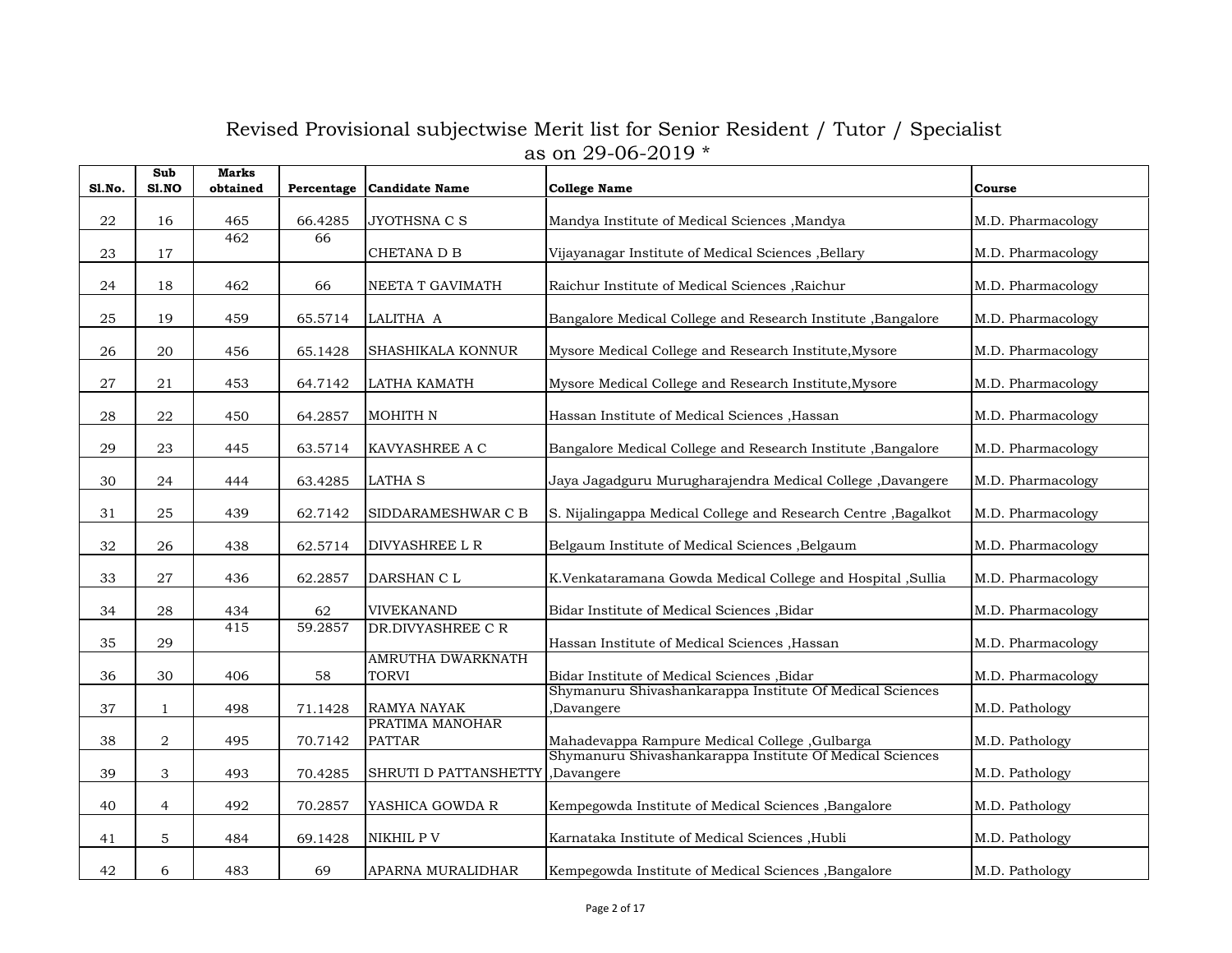# Revised Provisional subjectwise Merit list for Senior Resident / Tutor / Specialist as on 29-06-2019 *

| Sl.No. | Sub Sl.NO | Marks obtained | Percentage | Candidate Name | College Name | Course |
|---|---|---|---|---|---|---|
| 22 | 16 | 465 | 66.4285 | JYOTHSNA C S | Mandya Institute of Medical Sciences ,Mandya | M.D. Pharmacology |
| 23 | 17 | 462 | 66 | CHETANA D B | Vijayanagar Institute of Medical Sciences ,Bellary | M.D. Pharmacology |
| 24 | 18 | 462 | 66 | NEETA T GAVIMATH | Raichur Institute of Medical Sciences ,Raichur | M.D. Pharmacology |
| 25 | 19 | 459 | 65.5714 | LALITHA A | Bangalore Medical College and Research Institute ,Bangalore | M.D. Pharmacology |
| 26 | 20 | 456 | 65.1428 | SHASHIKALA KONNUR | Mysore Medical College and Research Institute,Mysore | M.D. Pharmacology |
| 27 | 21 | 453 | 64.7142 | LATHA KAMATH | Mysore Medical College and Research Institute,Mysore | M.D. Pharmacology |
| 28 | 22 | 450 | 64.2857 | MOHITH N | Hassan Institute of Medical Sciences ,Hassan | M.D. Pharmacology |
| 29 | 23 | 445 | 63.5714 | KAVYASHREE A C | Bangalore Medical College and Research Institute ,Bangalore | M.D. Pharmacology |
| 30 | 24 | 444 | 63.4285 | LATHA S | Jaya Jagadguru Murugharajendra Medical College ,Davangere | M.D. Pharmacology |
| 31 | 25 | 439 | 62.7142 | SIDDARAMESHWAR C B | S. Nijalingappa Medical College and Research Centre ,Bagalkot | M.D. Pharmacology |
| 32 | 26 | 438 | 62.5714 | DIVYASHREE L R | Belgaum Institute of Medical Sciences ,Belgaum | M.D. Pharmacology |
| 33 | 27 | 436 | 62.2857 | DARSHAN C L | K.Venkataramana Gowda Medical College and Hospital ,Sullia | M.D. Pharmacology |
| 34 | 28 | 434 | 62 | VIVEKANAND | Bidar Institute of Medical Sciences ,Bidar | M.D. Pharmacology |
| 35 | 29 | 415 | 59.2857 | DR.DIVYASHREE C R | Hassan Institute of Medical Sciences ,Hassan | M.D. Pharmacology |
| 36 | 30 | 406 | 58 | AMRUTHA DWARKNATH TORVI | Bidar Institute of Medical Sciences ,Bidar | M.D. Pharmacology |
| 37 | 1 | 498 | 71.1428 | RAMYA NAYAK | Shymanuru Shivashankarappa Institute Of Medical Sciences ,Davangere | M.D. Pathology |
| 38 | 2 | 495 | 70.7142 | PRATIMA MANOHAR PATTAR | Mahadevappa Rampure Medical College ,Gulbarga | M.D. Pathology |
| 39 | 3 | 493 | 70.4285 | SHRUTI D PATTANSHETTY | Shymanuru Shivashankarappa Institute Of Medical Sciences ,Davangere | M.D. Pathology |
| 40 | 4 | 492 | 70.2857 | YASHICA GOWDA R | Kempegowda Institute of Medical Sciences ,Bangalore | M.D. Pathology |
| 41 | 5 | 484 | 69.1428 | NIKHIL P V | Karnataka Institute of Medical Sciences ,Hubli | M.D. Pathology |
| 42 | 6 | 483 | 69 | APARNA MURALIDHAR | Kempegowda Institute of Medical Sciences ,Bangalore | M.D. Pathology |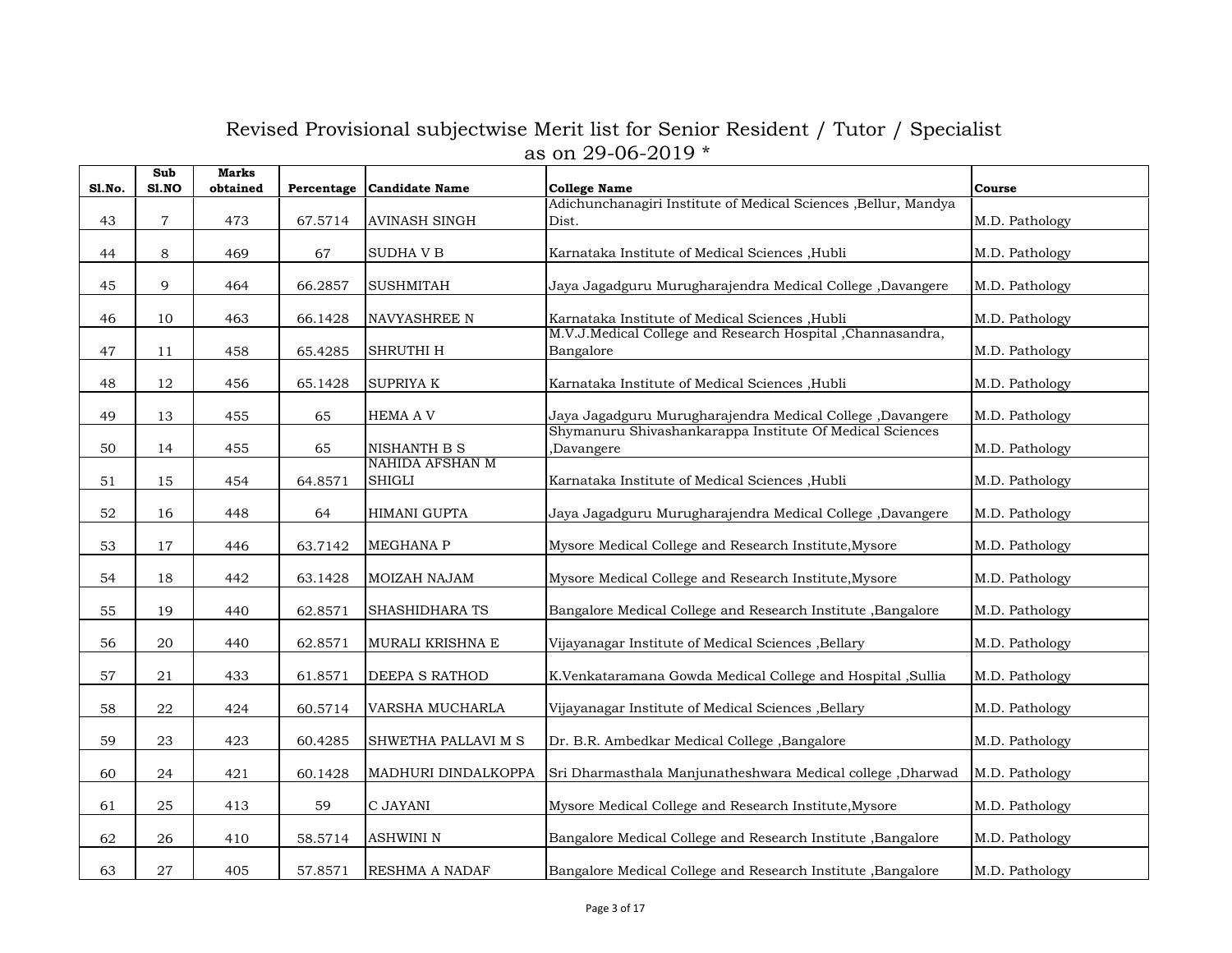# Revised Provisional subjectwise Merit list for Senior Resident / Tutor / Specialist as on 29-06-2019 *

| Sl.No. | Sub Sl.NO | Marks obtained | Percentage | Candidate Name | College Name | Course |
|---|---|---|---|---|---|---|
| 43 | 7 | 473 | 67.5714 | AVINASH SINGH | Adichunchanagiri Institute of Medical Sciences ,Bellur, Mandya Dist. | M.D. Pathology |
| 44 | 8 | 469 | 67 | SUDHA V B | Karnataka Institute of Medical Sciences ,Hubli | M.D. Pathology |
| 45 | 9 | 464 | 66.2857 | SUSHMITAH | Jaya Jagadguru Murugharajendra Medical College ,Davangere | M.D. Pathology |
| 46 | 10 | 463 | 66.1428 | NAVYASHREE N | Karnataka Institute of Medical Sciences ,Hubli | M.D. Pathology |
| 47 | 11 | 458 | 65.4285 | SHRUTHI H | M.V.J.Medical College and Research Hospital ,Channasandra, Bangalore | M.D. Pathology |
| 48 | 12 | 456 | 65.1428 | SUPRIYA K | Karnataka Institute of Medical Sciences ,Hubli | M.D. Pathology |
| 49 | 13 | 455 | 65 | HEMA A V | Jaya Jagadguru Murugharajendra Medical College ,Davangere | M.D. Pathology |
| 50 | 14 | 455 | 65 | NISHANTH B S | Shymanuru Shivashankarappa Institute Of Medical Sciences ,Davangere | M.D. Pathology |
| 51 | 15 | 454 | 64.8571 | NAHIDA AFSHAN M SHIGLI | Karnataka Institute of Medical Sciences ,Hubli | M.D. Pathology |
| 52 | 16 | 448 | 64 | HIMANI GUPTA | Jaya Jagadguru Murugharajendra Medical College ,Davangere | M.D. Pathology |
| 53 | 17 | 446 | 63.7142 | MEGHANA P | Mysore Medical College and Research Institute,Mysore | M.D. Pathology |
| 54 | 18 | 442 | 63.1428 | MOIZAH NAJAM | Mysore Medical College and Research Institute,Mysore | M.D. Pathology |
| 55 | 19 | 440 | 62.8571 | SHASHIDHARA TS | Bangalore Medical College and Research Institute ,Bangalore | M.D. Pathology |
| 56 | 20 | 440 | 62.8571 | MURALI KRISHNA E | Vijayanagar Institute of Medical Sciences ,Bellary | M.D. Pathology |
| 57 | 21 | 433 | 61.8571 | DEEPA S RATHOD | K.Venkataramana Gowda Medical College and Hospital ,Sullia | M.D. Pathology |
| 58 | 22 | 424 | 60.5714 | VARSHA MUCHARLA | Vijayanagar Institute of Medical Sciences ,Bellary | M.D. Pathology |
| 59 | 23 | 423 | 60.4285 | SHWETHA PALLAVI M S | Dr. B.R. Ambedkar Medical College ,Bangalore | M.D. Pathology |
| 60 | 24 | 421 | 60.1428 | MADHURI DINDALKOPPA | Sri Dharmasthala Manjunatheshwara Medical college ,Dharwad | M.D. Pathology |
| 61 | 25 | 413 | 59 | C JAYANI | Mysore Medical College and Research Institute,Mysore | M.D. Pathology |
| 62 | 26 | 410 | 58.5714 | ASHWINI N | Bangalore Medical College and Research Institute ,Bangalore | M.D. Pathology |
| 63 | 27 | 405 | 57.8571 | RESHMA A NADAF | Bangalore Medical College and Research Institute ,Bangalore | M.D. Pathology |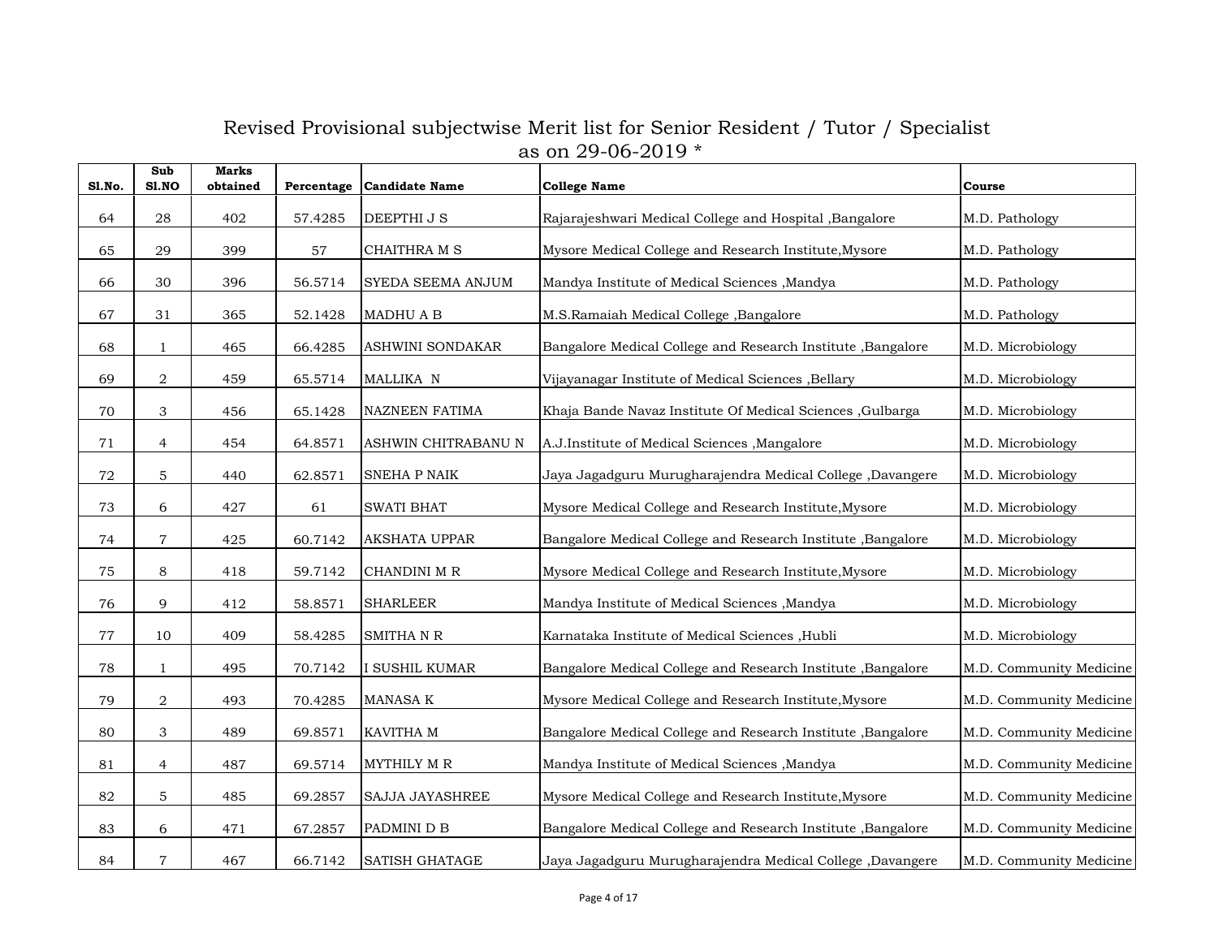# Revised Provisional subjectwise Merit list for Senior Resident / Tutor / Specialist as on 29-06-2019 *

| Sl.No. | Sub Sl.NO | Marks obtained | Percentage | Candidate Name | College Name | Course |
|---|---|---|---|---|---|---|
| 64 | 28 | 402 | 57.4285 | DEEPTHI J S | Rajarajeshwari Medical College and Hospital ,Bangalore | M.D. Pathology |
| 65 | 29 | 399 | 57 | CHAITHRA M S | Mysore Medical College and Research Institute,Mysore | M.D. Pathology |
| 66 | 30 | 396 | 56.5714 | SYEDA SEEMA ANJUM | Mandya Institute of Medical Sciences ,Mandya | M.D. Pathology |
| 67 | 31 | 365 | 52.1428 | MADHU A B | M.S.Ramaiah Medical College ,Bangalore | M.D. Pathology |
| 68 | 1 | 465 | 66.4285 | ASHWINI SONDAKAR | Bangalore Medical College and Research Institute ,Bangalore | M.D. Microbiology |
| 69 | 2 | 459 | 65.5714 | MALLIKA N | Vijayanagar Institute of Medical Sciences ,Bellary | M.D. Microbiology |
| 70 | 3 | 456 | 65.1428 | NAZNEEN FATIMA | Khaja Bande Navaz Institute Of Medical Sciences ,Gulbarga | M.D. Microbiology |
| 71 | 4 | 454 | 64.8571 | ASHWIN CHITRABANU N | A.J.Institute of Medical Sciences ,Mangalore | M.D. Microbiology |
| 72 | 5 | 440 | 62.8571 | SNEHA P NAIK | Jaya Jagadguru Murugharajendra Medical College ,Davangere | M.D. Microbiology |
| 73 | 6 | 427 | 61 | SWATI BHAT | Mysore Medical College and Research Institute,Mysore | M.D. Microbiology |
| 74 | 7 | 425 | 60.7142 | AKSHATA UPPAR | Bangalore Medical College and Research Institute ,Bangalore | M.D. Microbiology |
| 75 | 8 | 418 | 59.7142 | CHANDINI M R | Mysore Medical College and Research Institute,Mysore | M.D. Microbiology |
| 76 | 9 | 412 | 58.8571 | SHARLEER | Mandya Institute of Medical Sciences ,Mandya | M.D. Microbiology |
| 77 | 10 | 409 | 58.4285 | SMITHA N R | Karnataka Institute of Medical Sciences ,Hubli | M.D. Microbiology |
| 78 | 1 | 495 | 70.7142 | I SUSHIL KUMAR | Bangalore Medical College and Research Institute ,Bangalore | M.D. Community Medicine |
| 79 | 2 | 493 | 70.4285 | MANASA K | Mysore Medical College and Research Institute,Mysore | M.D. Community Medicine |
| 80 | 3 | 489 | 69.8571 | KAVITHA M | Bangalore Medical College and Research Institute ,Bangalore | M.D. Community Medicine |
| 81 | 4 | 487 | 69.5714 | MYTHILY M R | Mandya Institute of Medical Sciences ,Mandya | M.D. Community Medicine |
| 82 | 5 | 485 | 69.2857 | SAJJA JAYASHREE | Mysore Medical College and Research Institute,Mysore | M.D. Community Medicine |
| 83 | 6 | 471 | 67.2857 | PADMINI D B | Bangalore Medical College and Research Institute ,Bangalore | M.D. Community Medicine |
| 84 | 7 | 467 | 66.7142 | SATISH GHATAGE | Jaya Jagadguru Murugharajendra Medical College ,Davangere | M.D. Community Medicine |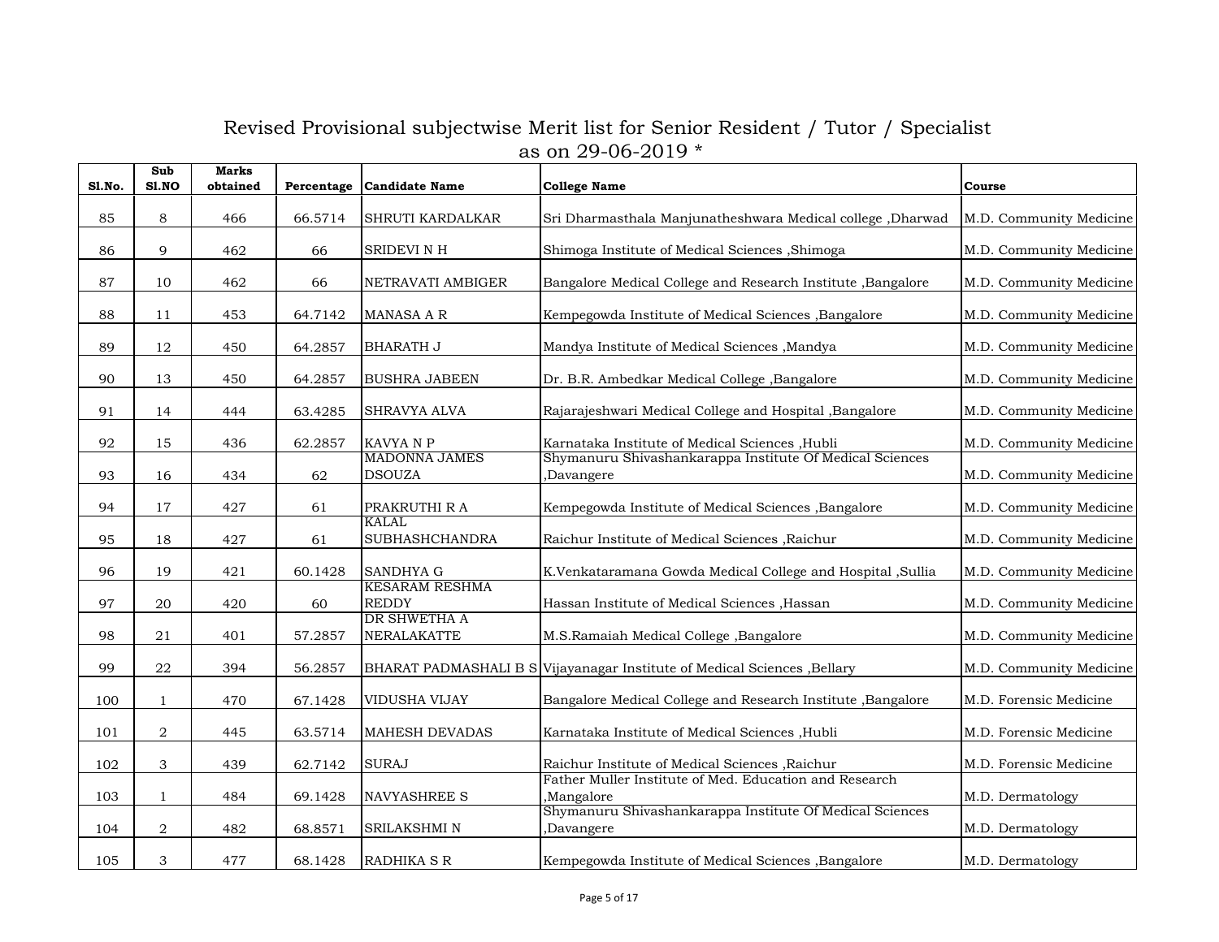# Revised Provisional subjectwise Merit list for Senior Resident / Tutor / Specialist as on 29-06-2019 *

| Sl.No. | Sub Sl.NO | Marks obtained | Percentage | Candidate Name | College Name | Course |
|---|---|---|---|---|---|---|
| 85 | 8 | 466 | 66.5714 | SHRUTI KARDALKAR | Sri Dharmasthala Manjunatheshwara Medical college ,Dharwad | M.D. Community Medicine |
| 86 | 9 | 462 | 66 | SRIDEVI N H | Shimoga Institute of Medical Sciences ,Shimoga | M.D. Community Medicine |
| 87 | 10 | 462 | 66 | NETRAVATI AMBIGER | Bangalore Medical College and Research Institute ,Bangalore | M.D. Community Medicine |
| 88 | 11 | 453 | 64.7142 | MANASA A R | Kempegowda Institute of Medical Sciences ,Bangalore | M.D. Community Medicine |
| 89 | 12 | 450 | 64.2857 | BHARATH J | Mandya Institute of Medical Sciences ,Mandya | M.D. Community Medicine |
| 90 | 13 | 450 | 64.2857 | BUSHRA JABEEN | Dr. B.R. Ambedkar Medical College ,Bangalore | M.D. Community Medicine |
| 91 | 14 | 444 | 63.4285 | SHRAVYA ALVA | Rajarajeshwari Medical College and Hospital ,Bangalore | M.D. Community Medicine |
| 92 | 15 | 436 | 62.2857 | KAVYA N P | Karnataka Institute of Medical Sciences ,Hubli | M.D. Community Medicine |
| 93 | 16 | 434 | 62 | MADONNA JAMES DSOUZA | Shymanuru Shivashankarappa Institute Of Medical Sciences ,Davangere | M.D. Community Medicine |
| 94 | 17 | 427 | 61 | PRAKRUTHI R A | Kempegowda Institute of Medical Sciences ,Bangalore | M.D. Community Medicine |
| 95 | 18 | 427 | 61 | KALAL SUBHASHCHANDRA | Raichur Institute of Medical Sciences ,Raichur | M.D. Community Medicine |
| 96 | 19 | 421 | 60.1428 | SANDHYA G | K.Venkataramana Gowda Medical College and Hospital ,Sullia | M.D. Community Medicine |
| 97 | 20 | 420 | 60 | KESARAM RESHMA REDDY | Hassan Institute of Medical Sciences ,Hassan | M.D. Community Medicine |
| 98 | 21 | 401 | 57.2857 | DR SHWETHA A NERALAKATTE | M.S.Ramaiah Medical College ,Bangalore | M.D. Community Medicine |
| 99 | 22 | 394 | 56.2857 | BHARAT PADMASHALI B S | Vijayanagar Institute of Medical Sciences ,Bellary | M.D. Community Medicine |
| 100 | 1 | 470 | 67.1428 | VIDUSHA VIJAY | Bangalore Medical College and Research Institute ,Bangalore | M.D. Forensic Medicine |
| 101 | 2 | 445 | 63.5714 | MAHESH DEVADAS | Karnataka Institute of Medical Sciences ,Hubli | M.D. Forensic Medicine |
| 102 | 3 | 439 | 62.7142 | SURAJ | Raichur Institute of Medical Sciences ,Raichur | M.D. Forensic Medicine |
| 103 | 1 | 484 | 69.1428 | NAVYASHREE S | Father Muller Institute of Med. Education and Research ,Mangalore | M.D. Dermatology |
| 104 | 2 | 482 | 68.8571 | SRILAKSHMI N | Shymanuru Shivashankarappa Institute Of Medical Sciences ,Davangere | M.D. Dermatology |
| 105 | 3 | 477 | 68.1428 | RADHIKA S R | Kempegowda Institute of Medical Sciences ,Bangalore | M.D. Dermatology |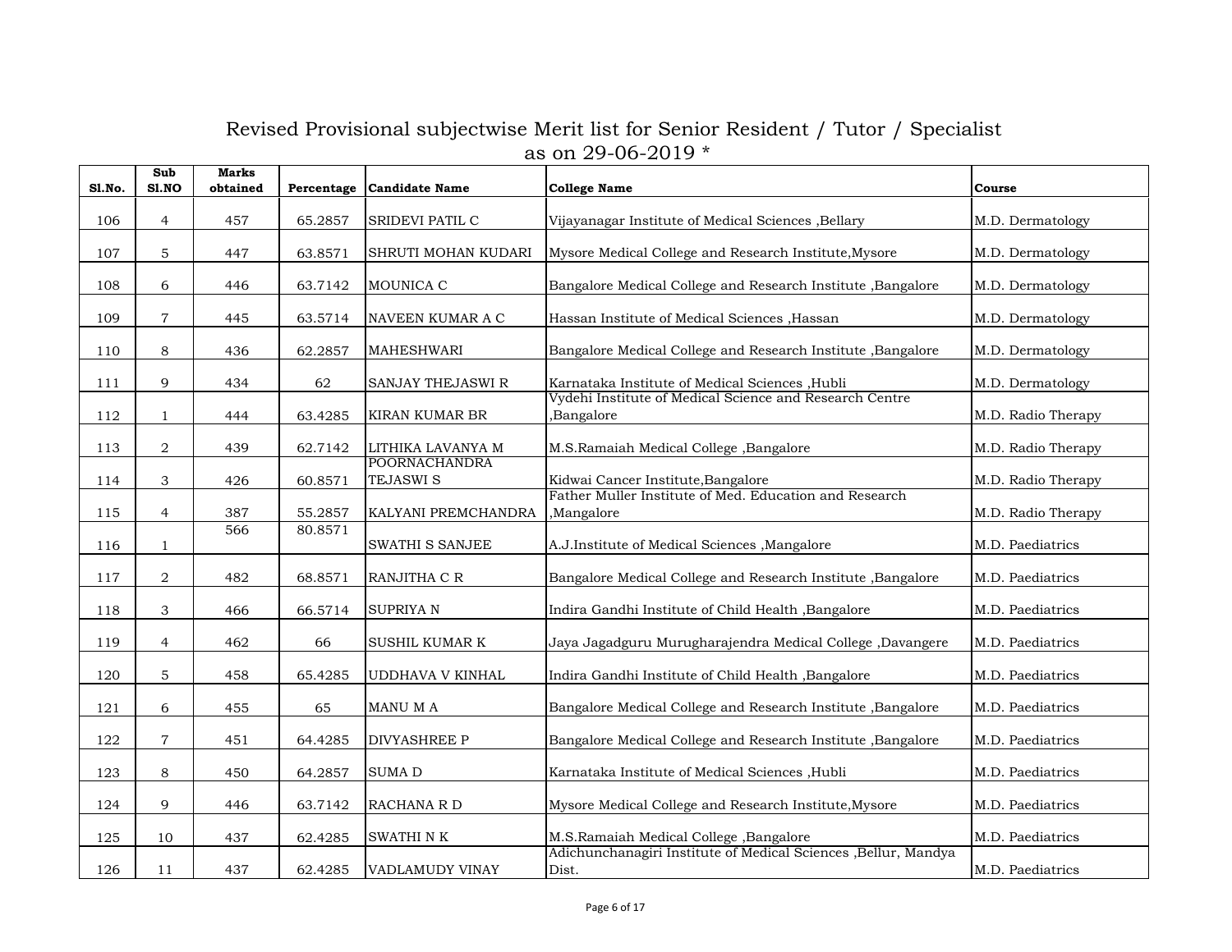# Revised Provisional subjectwise Merit list for Senior Resident / Tutor / Specialist as on 29-06-2019 *

| Sl.No. | Sub Sl.NO | Marks obtained | Percentage | Candidate Name | College Name | Course |
|---|---|---|---|---|---|---|
| 106 | 4 | 457 | 65.2857 | SRIDEVI PATIL C | Vijayanagar Institute of Medical Sciences ,Bellary | M.D. Dermatology |
| 107 | 5 | 447 | 63.8571 | SHRUTI MOHAN KUDARI | Mysore Medical College and Research Institute,Mysore | M.D. Dermatology |
| 108 | 6 | 446 | 63.7142 | MOUNICA C | Bangalore Medical College and Research Institute ,Bangalore | M.D. Dermatology |
| 109 | 7 | 445 | 63.5714 | NAVEEN KUMAR A C | Hassan Institute of Medical Sciences ,Hassan | M.D. Dermatology |
| 110 | 8 | 436 | 62.2857 | MAHESHWARI | Bangalore Medical College and Research Institute ,Bangalore | M.D. Dermatology |
| 111 | 9 | 434 | 62 | SANJAY THEJASWI R | Karnataka Institute of Medical Sciences ,Hubli | M.D. Dermatology |
| 112 | 1 | 444 | 63.4285 | KIRAN KUMAR BR | Vydehi Institute of Medical Science and Research Centre ,Bangalore | M.D. Radio Therapy |
| 113 | 2 | 439 | 62.7142 | LITHIKA LAVANYA M | M.S.Ramaiah Medical College ,Bangalore | M.D. Radio Therapy |
| 114 | 3 | 426 | 60.8571 | POORNACHANDRA TEJASWI S | Kidwai Cancer Institute,Bangalore | M.D. Radio Therapy |
| 115 | 4 | 387 | 55.2857 | KALYANI PREMCHANDRA | Father Muller Institute of Med. Education and Research ,Mangalore | M.D. Radio Therapy |
| 116 | 1 | 566 | 80.8571 | SWATHI S SANJEE | A.J.Institute of Medical Sciences ,Mangalore | M.D. Paediatrics |
| 117 | 2 | 482 | 68.8571 | RANJITHA C R | Bangalore Medical College and Research Institute ,Bangalore | M.D. Paediatrics |
| 118 | 3 | 466 | 66.5714 | SUPRIYA N | Indira Gandhi Institute of Child Health ,Bangalore | M.D. Paediatrics |
| 119 | 4 | 462 | 66 | SUSHIL KUMAR K | Jaya Jagadguru Murugharajendra Medical College ,Davangere | M.D. Paediatrics |
| 120 | 5 | 458 | 65.4285 | UDDHAVA V KINHAL | Indira Gandhi Institute of Child Health ,Bangalore | M.D. Paediatrics |
| 121 | 6 | 455 | 65 | MANU M A | Bangalore Medical College and Research Institute ,Bangalore | M.D. Paediatrics |
| 122 | 7 | 451 | 64.4285 | DIVYASHREE P | Bangalore Medical College and Research Institute ,Bangalore | M.D. Paediatrics |
| 123 | 8 | 450 | 64.2857 | SUMA D | Karnataka Institute of Medical Sciences ,Hubli | M.D. Paediatrics |
| 124 | 9 | 446 | 63.7142 | RACHANA R D | Mysore Medical College and Research Institute,Mysore | M.D. Paediatrics |
| 125 | 10 | 437 | 62.4285 | SWATHI N K | M.S.Ramaiah Medical College ,Bangalore | M.D. Paediatrics |
| 126 | 11 | 437 | 62.4285 | VADLAMUDY VINAY | Adichunchanagiri Institute of Medical Sciences ,Bellur, Mandya Dist. | M.D. Paediatrics |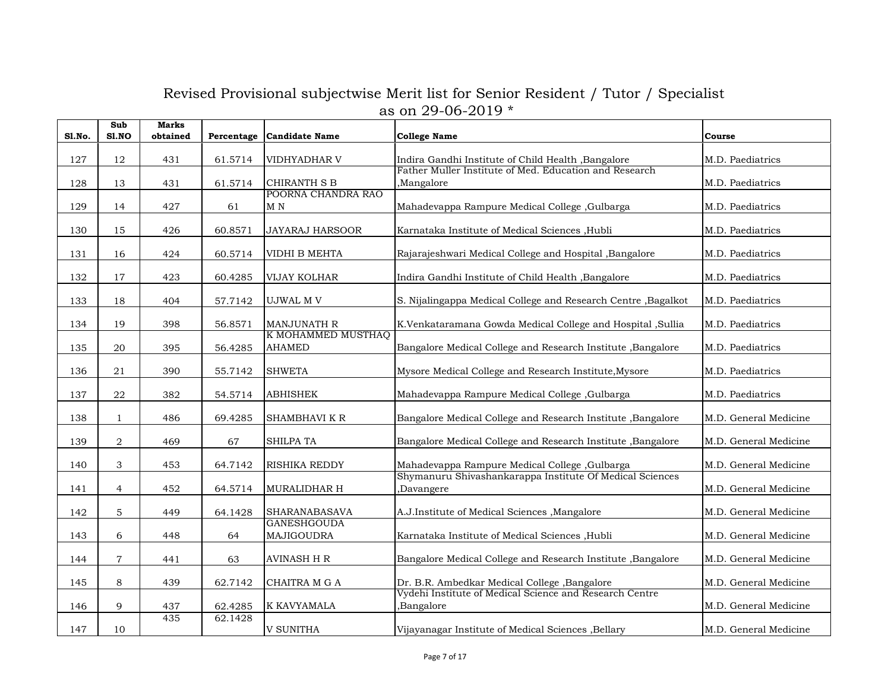# Revised Provisional subjectwise Merit list for Senior Resident / Tutor / Specialist as on 29-06-2019 *

| Sl.No. | Sub Sl.NO | Marks obtained | Percentage | Candidate Name | College Name | Course |
|---|---|---|---|---|---|---|
| 127 | 12 | 431 | 61.5714 | VIDHYADHAR V | Indira Gandhi Institute of Child Health ,Bangalore | M.D. Paediatrics |
| 128 | 13 | 431 | 61.5714 | CHIRANTH S B | Father Muller Institute of Med. Education and Research ,Mangalore | M.D. Paediatrics |
| 129 | 14 | 427 | 61 | POORNA CHANDRA RAO M N | Mahadevappa Rampure Medical College ,Gulbarga | M.D. Paediatrics |
| 130 | 15 | 426 | 60.8571 | JAYARAJ HARSOOR | Karnataka Institute of Medical Sciences ,Hubli | M.D. Paediatrics |
| 131 | 16 | 424 | 60.5714 | VIDHI B MEHTA | Rajarajeshwari Medical College and Hospital ,Bangalore | M.D. Paediatrics |
| 132 | 17 | 423 | 60.4285 | VIJAY KOLHAR | Indira Gandhi Institute of Child Health ,Bangalore | M.D. Paediatrics |
| 133 | 18 | 404 | 57.7142 | UJWAL M V | S. Nijalingappa Medical College and Research Centre ,Bagalkot | M.D. Paediatrics |
| 134 | 19 | 398 | 56.8571 | MANJUNATH R | K.Venkataramana Gowda Medical College and Hospital ,Sullia | M.D. Paediatrics |
| 135 | 20 | 395 | 56.4285 | K MOHAMMED MUSTHAQ AHAMED | Bangalore Medical College and Research Institute ,Bangalore | M.D. Paediatrics |
| 136 | 21 | 390 | 55.7142 | SHWETA | Mysore Medical College and Research Institute,Mysore | M.D. Paediatrics |
| 137 | 22 | 382 | 54.5714 | ABHISHEK | Mahadevappa Rampure Medical College ,Gulbarga | M.D. Paediatrics |
| 138 | 1 | 486 | 69.4285 | SHAMBHAVI K R | Bangalore Medical College and Research Institute ,Bangalore | M.D. General Medicine |
| 139 | 2 | 469 | 67 | SHILPA TA | Bangalore Medical College and Research Institute ,Bangalore | M.D. General Medicine |
| 140 | 3 | 453 | 64.7142 | RISHIKA REDDY | Mahadevappa Rampure Medical College ,Gulbarga | M.D. General Medicine |
| 141 | 4 | 452 | 64.5714 | MURALIDHAR H | Shymanuru Shivashankarappa Institute Of Medical Sciences ,Davangere | M.D. General Medicine |
| 142 | 5 | 449 | 64.1428 | SHARANABASAVA | A.J.Institute of Medical Sciences ,Mangalore | M.D. General Medicine |
| 143 | 6 | 448 | 64 | GANESHGOUDA MAJIGOUDRA | Karnataka Institute of Medical Sciences ,Hubli | M.D. General Medicine |
| 144 | 7 | 441 | 63 | AVINASH H R | Bangalore Medical College and Research Institute ,Bangalore | M.D. General Medicine |
| 145 | 8 | 439 | 62.7142 | CHAITRA M G A | Dr. B.R. Ambedkar Medical College ,Bangalore | M.D. General Medicine |
| 146 | 9 | 437 | 62.4285 | K KAVYAMALA | Vydehi Institute of Medical Science and Research Centre ,Bangalore | M.D. General Medicine |
| 147 | 10 | 435 | 62.1428 | V SUNITHA | Vijayanagar Institute of Medical Sciences ,Bellary | M.D. General Medicine |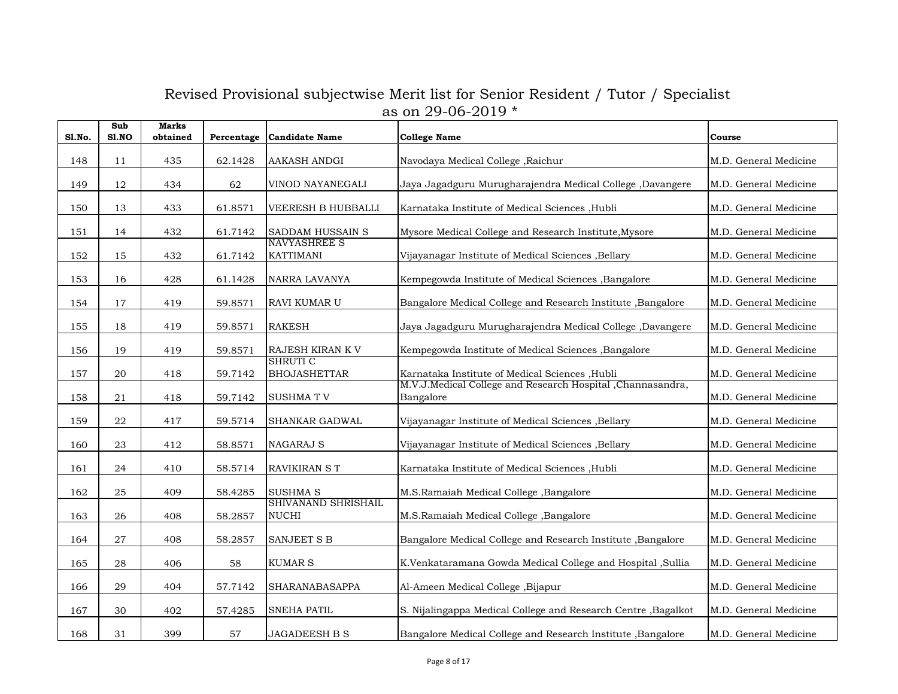# Revised Provisional subjectwise Merit list for Senior Resident / Tutor / Specialist as on 29-06-2019 *

| Sl.No. | Sub Sl.NO | Marks obtained | Percentage | Candidate Name | College Name | Course |
|---|---|---|---|---|---|---|
| 148 | 11 | 435 | 62.1428 | AAKASH ANDGI | Navodaya Medical College ,Raichur | M.D. General Medicine |
| 149 | 12 | 434 | 62 | VINOD NAYANEGALI | Jaya Jagadguru Murugharajendra Medical College ,Davangere | M.D. General Medicine |
| 150 | 13 | 433 | 61.8571 | VEERESH B HUBBALLI | Karnataka Institute of Medical Sciences ,Hubli | M.D. General Medicine |
| 151 | 14 | 432 | 61.7142 | SADDAM HUSSAIN S | Mysore Medical College and Research Institute,Mysore | M.D. General Medicine |
| 152 | 15 | 432 | 61.7142 | NAVYASHREE S KATTIMANI | Vijayanagar Institute of Medical Sciences ,Bellary | M.D. General Medicine |
| 153 | 16 | 428 | 61.1428 | NARRA LAVANYA | Kempegowda Institute of Medical Sciences ,Bangalore | M.D. General Medicine |
| 154 | 17 | 419 | 59.8571 | RAVI KUMAR U | Bangalore Medical College and Research Institute ,Bangalore | M.D. General Medicine |
| 155 | 18 | 419 | 59.8571 | RAKESH | Jaya Jagadguru Murugharajendra Medical College ,Davangere | M.D. General Medicine |
| 156 | 19 | 419 | 59.8571 | RAJESH KIRAN K V | Kempegowda Institute of Medical Sciences ,Bangalore | M.D. General Medicine |
| 157 | 20 | 418 | 59.7142 | SHRUTI C BHOJASHETTAR | Karnataka Institute of Medical Sciences ,Hubli | M.D. General Medicine |
| 158 | 21 | 418 | 59.7142 | SUSHMA T V | M.V.J.Medical College and Research Hospital ,Channasandra, Bangalore | M.D. General Medicine |
| 159 | 22 | 417 | 59.5714 | SHANKAR GADWAL | Vijayanagar Institute of Medical Sciences ,Bellary | M.D. General Medicine |
| 160 | 23 | 412 | 58.8571 | NAGARAJ S | Vijayanagar Institute of Medical Sciences ,Bellary | M.D. General Medicine |
| 161 | 24 | 410 | 58.5714 | RAVIKIRAN S T | Karnataka Institute of Medical Sciences ,Hubli | M.D. General Medicine |
| 162 | 25 | 409 | 58.4285 | SUSHMA S | M.S.Ramaiah Medical College ,Bangalore | M.D. General Medicine |
| 163 | 26 | 408 | 58.2857 | SHIVANAND SHRISHAIL NUCHI | M.S.Ramaiah Medical College ,Bangalore | M.D. General Medicine |
| 164 | 27 | 408 | 58.2857 | SANJEET S B | Bangalore Medical College and Research Institute ,Bangalore | M.D. General Medicine |
| 165 | 28 | 406 | 58 | KUMAR S | K.Venkataramana Gowda Medical College and Hospital ,Sullia | M.D. General Medicine |
| 166 | 29 | 404 | 57.7142 | SHARANABASAPPA | Al-Ameen Medical College ,Bijapur | M.D. General Medicine |
| 167 | 30 | 402 | 57.4285 | SNEHA PATIL | S. Nijalingappa Medical College and Research Centre ,Bagalkot | M.D. General Medicine |
| 168 | 31 | 399 | 57 | JAGADEESH B S | Bangalore Medical College and Research Institute ,Bangalore | M.D. General Medicine |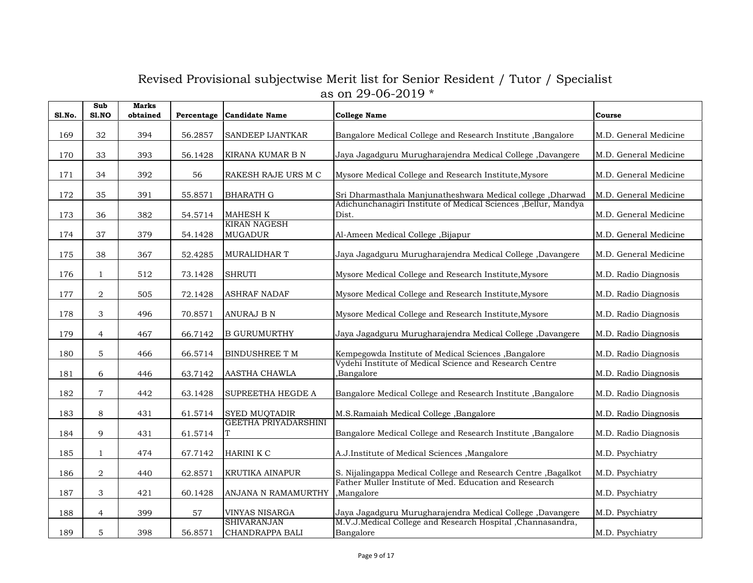# Revised Provisional subjectwise Merit list for Senior Resident / Tutor / Specialist as on 29-06-2019 *

| Sl.No. | Sub Sl.NO | Marks obtained | Percentage | Candidate Name | College Name | Course |
|---|---|---|---|---|---|---|
| 169 | 32 | 394 | 56.2857 | SANDEEP IJANTKAR | Bangalore Medical College and Research Institute ,Bangalore | M.D. General Medicine |
| 170 | 33 | 393 | 56.1428 | KIRANA KUMAR B N | Jaya Jagadguru Murugharajendra Medical College ,Davangere | M.D. General Medicine |
| 171 | 34 | 392 | 56 | RAKESH RAJE URS M C | Mysore Medical College and Research Institute,Mysore | M.D. General Medicine |
| 172 | 35 | 391 | 55.8571 | BHARATH G | Sri Dharmasthala Manjunatheshwara Medical college ,Dharwad | M.D. General Medicine |
| 173 | 36 | 382 | 54.5714 | MAHESH K | Adichunchanagiri Institute of Medical Sciences ,Bellur, Mandya Dist. | M.D. General Medicine |
| 174 | 37 | 379 | 54.1428 | KIRAN NAGESH MUGADUR | Al-Ameen Medical College ,Bijapur | M.D. General Medicine |
| 175 | 38 | 367 | 52.4285 | MURALIDHAR T | Jaya Jagadguru Murugharajendra Medical College ,Davangere | M.D. General Medicine |
| 176 | 1 | 512 | 73.1428 | SHRUTI | Mysore Medical College and Research Institute,Mysore | M.D. Radio Diagnosis |
| 177 | 2 | 505 | 72.1428 | ASHRAF NADAF | Mysore Medical College and Research Institute,Mysore | M.D. Radio Diagnosis |
| 178 | 3 | 496 | 70.8571 | ANURAJ B N | Mysore Medical College and Research Institute,Mysore | M.D. Radio Diagnosis |
| 179 | 4 | 467 | 66.7142 | B GURUMURTHY | Jaya Jagadguru Murugharajendra Medical College ,Davangere | M.D. Radio Diagnosis |
| 180 | 5 | 466 | 66.5714 | BINDUSHREE T M | Kempegowda Institute of Medical Sciences ,Bangalore | M.D. Radio Diagnosis |
| 181 | 6 | 446 | 63.7142 | AASTHA CHAWLA | Vydehi Institute of Medical Science and Research Centre ,Bangalore | M.D. Radio Diagnosis |
| 182 | 7 | 442 | 63.1428 | SUPREETHA HEGDE A | Bangalore Medical College and Research Institute ,Bangalore | M.D. Radio Diagnosis |
| 183 | 8 | 431 | 61.5714 | SYED MUQTADIR | M.S.Ramaiah Medical College ,Bangalore | M.D. Radio Diagnosis |
| 184 | 9 | 431 | 61.5714 | GEETHA PRIYADARSHINI T | Bangalore Medical College and Research Institute ,Bangalore | M.D. Radio Diagnosis |
| 185 | 1 | 474 | 67.7142 | HARINI K C | A.J.Institute of Medical Sciences ,Mangalore | M.D. Psychiatry |
| 186 | 2 | 440 | 62.8571 | KRUTIKA AINAPUR | S. Nijalingappa Medical College and Research Centre ,Bagalkot | M.D. Psychiatry |
| 187 | 3 | 421 | 60.1428 | ANJANA N RAMAMURTHY | Father Muller Institute of Med. Education and Research ,Mangalore | M.D. Psychiatry |
| 188 | 4 | 399 | 57 | VINYAS NISARGA | Jaya Jagadguru Murugharajendra Medical College ,Davangere | M.D. Psychiatry |
| 189 | 5 | 398 | 56.8571 | SHIVARANJAN CHANDRAPPA BALI | M.V.J.Medical College and Research Hospital ,Channasandra, Bangalore | M.D. Psychiatry |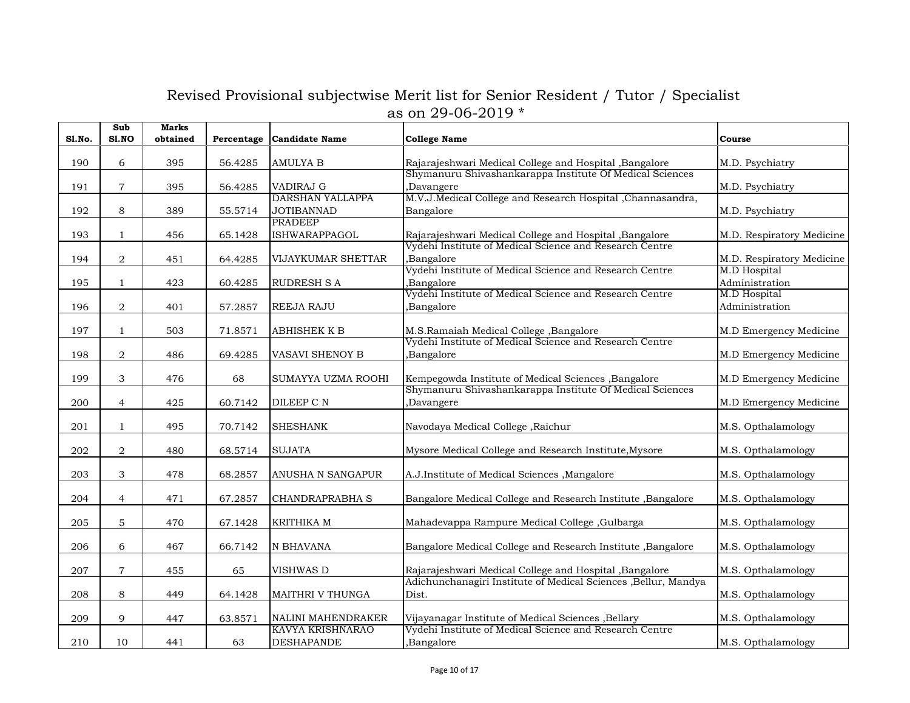# Revised Provisional subjectwise Merit list for Senior Resident / Tutor / Specialist as on 29-06-2019 *

| Sl.No. | Sub Sl.NO | Marks obtained | Percentage | Candidate Name | College Name | Course |
|---|---|---|---|---|---|---|
| 190 | 6 | 395 | 56.4285 | AMULYA B | Rajarajeshwari Medical College and Hospital ,Bangalore | M.D. Psychiatry |
| 191 | 7 | 395 | 56.4285 | VADIRAJ G | Shymanuru Shivashankarappa Institute Of Medical Sciences ,Davangere | M.D. Psychiatry |
| 192 | 8 | 389 | 55.5714 | DARSHAN YALLAPPA JOTIBANNAD | M.V.J.Medical College and Research Hospital ,Channasandra, Bangalore | M.D. Psychiatry |
| 193 | 1 | 456 | 65.1428 | PRADEEP ISHWARAPPAGOL | Rajarajeshwari Medical College and Hospital ,Bangalore | M.D. Respiratory Medicine |
| 194 | 2 | 451 | 64.4285 | VIJAYKUMAR SHETTAR | Vydehi Institute of Medical Science and Research Centre ,Bangalore | M.D. Respiratory Medicine |
| 195 | 1 | 423 | 60.4285 | RUDRESH S A | Vydehi Institute of Medical Science and Research Centre ,Bangalore | M.D Hospital Administration |
| 196 | 2 | 401 | 57.2857 | REEJA RAJU | Vydehi Institute of Medical Science and Research Centre ,Bangalore | M.D Hospital Administration |
| 197 | 1 | 503 | 71.8571 | ABHISHEK K B | M.S.Ramaiah Medical College ,Bangalore | M.D Emergency Medicine |
| 198 | 2 | 486 | 69.4285 | VASAVI SHENOY B | Vydehi Institute of Medical Science and Research Centre ,Bangalore | M.D Emergency Medicine |
| 199 | 3 | 476 | 68 | SUMAYYA UZMA ROOHI | Kempegowda Institute of Medical Sciences ,Bangalore | M.D Emergency Medicine |
| 200 | 4 | 425 | 60.7142 | DILEEP C N | Shymanuru Shivashankarappa Institute Of Medical Sciences ,Davangere | M.D Emergency Medicine |
| 201 | 1 | 495 | 70.7142 | SHESHANK | Navodaya Medical College ,Raichur | M.S. Opthalamology |
| 202 | 2 | 480 | 68.5714 | SUJATA | Mysore Medical College and Research Institute,Mysore | M.S. Opthalamology |
| 203 | 3 | 478 | 68.2857 | ANUSHA N SANGAPUR | A.J.Institute of Medical Sciences ,Mangalore | M.S. Opthalamology |
| 204 | 4 | 471 | 67.2857 | CHANDRAPRABHA S | Bangalore Medical College and Research Institute ,Bangalore | M.S. Opthalamology |
| 205 | 5 | 470 | 67.1428 | KRITHIKA M | Mahadevappa Rampure Medical College ,Gulbarga | M.S. Opthalamology |
| 206 | 6 | 467 | 66.7142 | N BHAVANA | Bangalore Medical College and Research Institute ,Bangalore | M.S. Opthalamology |
| 207 | 7 | 455 | 65 | VISHWAS D | Rajarajeshwari Medical College and Hospital ,Bangalore | M.S. Opthalamology |
| 208 | 8 | 449 | 64.1428 | MAITHRI V THUNGA | Adichunchanagiri Institute of Medical Sciences ,Bellur, Mandya Dist. | M.S. Opthalamology |
| 209 | 9 | 447 | 63.8571 | NALINI MAHENDRAKER | Vijayanagar Institute of Medical Sciences ,Bellary | M.S. Opthalamology |
| 210 | 10 | 441 | 63 | KAVYA KRISHNARAO DESHAPANDE | Vydehi Institute of Medical Science and Research Centre ,Bangalore | M.S. Opthalamology |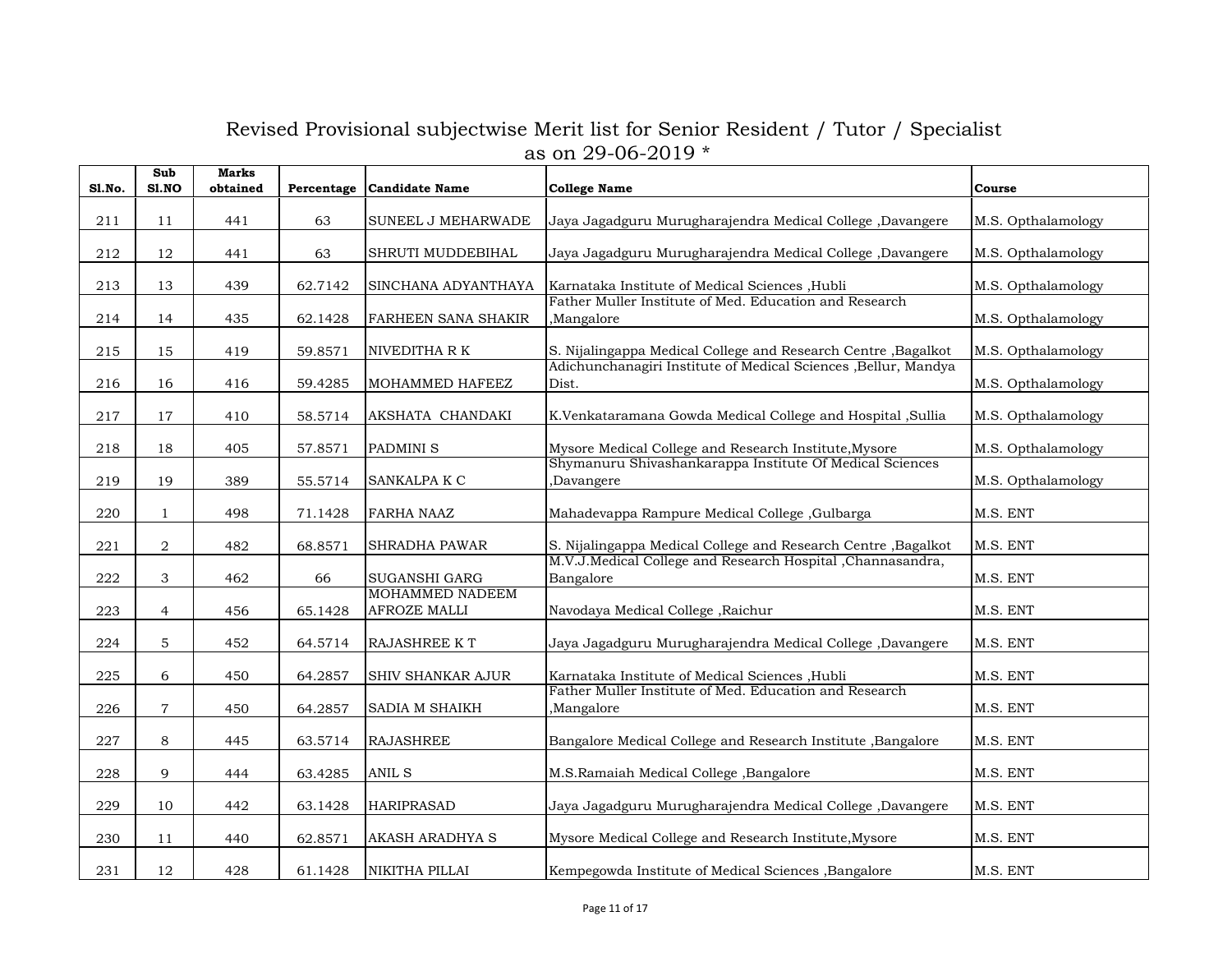# Revised Provisional subjectwise Merit list for Senior Resident / Tutor / Specialist as on 29-06-2019 *

| Sl.No. | Sub Sl.NO | Marks obtained | Percentage | Candidate Name | College Name | Course |
|---|---|---|---|---|---|---|
| 211 | 11 | 441 | 63 | SUNEEL J MEHARWADE | Jaya Jagadguru Murugharajendra Medical College ,Davangere | M.S. Opthalamology |
| 212 | 12 | 441 | 63 | SHRUTI MUDDEBIHAL | Jaya Jagadguru Murugharajendra Medical College ,Davangere | M.S. Opthalamology |
| 213 | 13 | 439 | 62.7142 | SINCHANA ADYANTHAYA | Karnataka Institute of Medical Sciences ,Hubli | M.S. Opthalamology |
| 214 | 14 | 435 | 62.1428 | FARHEEN SANA SHAKIR | Father Muller Institute of Med. Education and Research ,Mangalore | M.S. Opthalamology |
| 215 | 15 | 419 | 59.8571 | NIVEDITHA R K | S. Nijalingappa Medical College and Research Centre ,Bagalkot | M.S. Opthalamology |
| 216 | 16 | 416 | 59.4285 | MOHAMMED HAFEEZ | Adichunchanagiri Institute of Medical Sciences ,Bellur, Mandya Dist. | M.S. Opthalamology |
| 217 | 17 | 410 | 58.5714 | AKSHATA CHANDAKI | K.Venkataramana Gowda Medical College and Hospital ,Sullia | M.S. Opthalamology |
| 218 | 18 | 405 | 57.8571 | PADMINI S | Mysore Medical College and Research Institute,Mysore | M.S. Opthalamology |
| 219 | 19 | 389 | 55.5714 | SANKALPA K C | Shymanuru Shivashankarappa Institute Of Medical Sciences ,Davangere | M.S. Opthalamology |
| 220 | 1 | 498 | 71.1428 | FARHA NAAZ | Mahadevappa Rampure Medical College ,Gulbarga | M.S. ENT |
| 221 | 2 | 482 | 68.8571 | SHRADHA PAWAR | S. Nijalingappa Medical College and Research Centre ,Bagalkot | M.S. ENT |
| 222 | 3 | 462 | 66 | SUGANSHI GARG | M.V.J.Medical College and Research Hospital ,Channasandra, Bangalore | M.S. ENT |
| 223 | 4 | 456 | 65.1428 | MOHAMMED NADEEM AFROZE MALLI | Navodaya Medical College ,Raichur | M.S. ENT |
| 224 | 5 | 452 | 64.5714 | RAJASHREE K T | Jaya Jagadguru Murugharajendra Medical College ,Davangere | M.S. ENT |
| 225 | 6 | 450 | 64.2857 | SHIV SHANKAR AJUR | Karnataka Institute of Medical Sciences ,Hubli | M.S. ENT |
| 226 | 7 | 450 | 64.2857 | SADIA M SHAIKH | Father Muller Institute of Med. Education and Research ,Mangalore | M.S. ENT |
| 227 | 8 | 445 | 63.5714 | RAJASHREE | Bangalore Medical College and Research Institute ,Bangalore | M.S. ENT |
| 228 | 9 | 444 | 63.4285 | ANIL S | M.S.Ramaiah Medical College ,Bangalore | M.S. ENT |
| 229 | 10 | 442 | 63.1428 | HARIPRASAD | Jaya Jagadguru Murugharajendra Medical College ,Davangere | M.S. ENT |
| 230 | 11 | 440 | 62.8571 | AKASH ARADHYA S | Mysore Medical College and Research Institute,Mysore | M.S. ENT |
| 231 | 12 | 428 | 61.1428 | NIKITHA PILLAI | Kempegowda Institute of Medical Sciences ,Bangalore | M.S. ENT |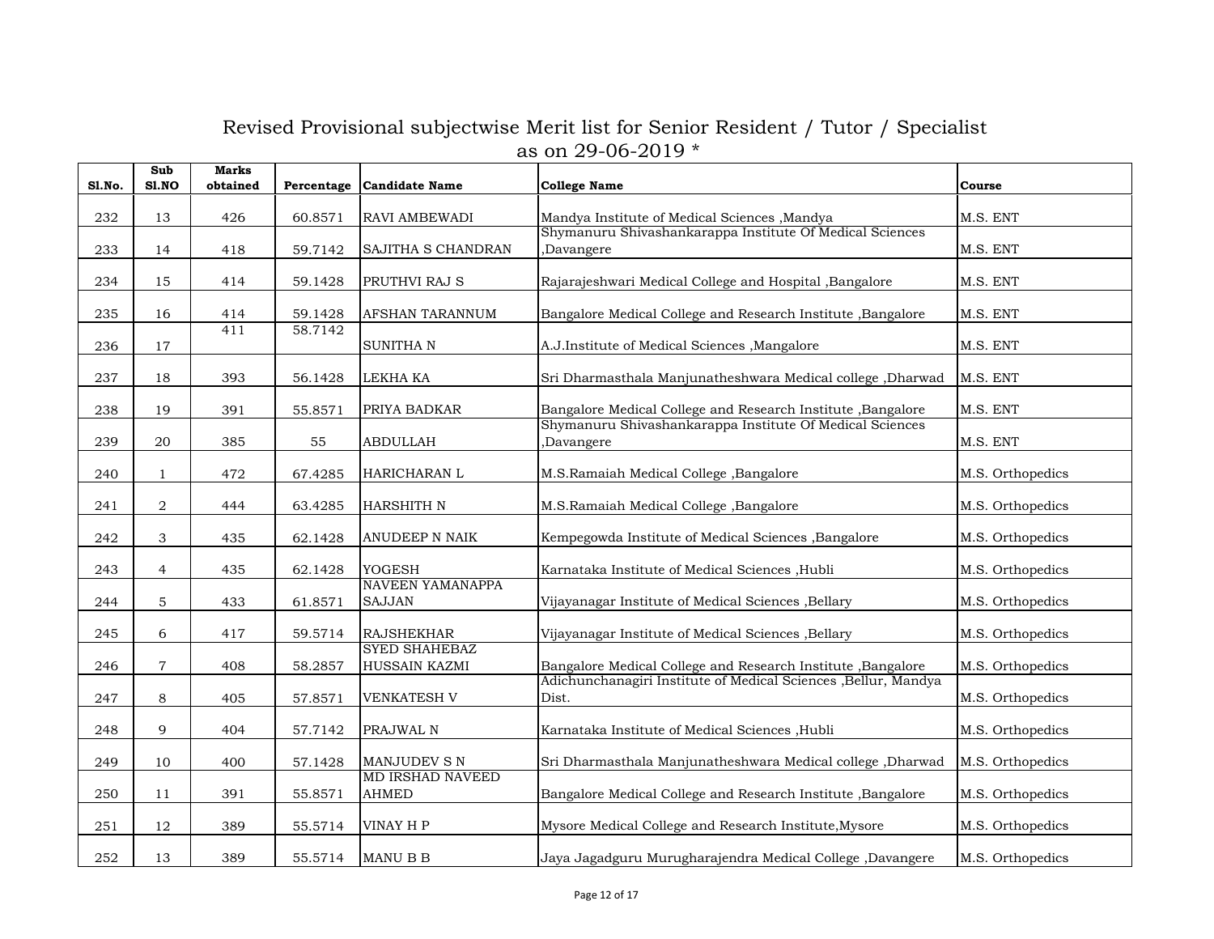# Revised Provisional subjectwise Merit list for Senior Resident / Tutor / Specialist as on 29-06-2019 *

| Sl.No. | Sub Sl.NO | Marks obtained | Percentage | Candidate Name | College Name | Course |
|---|---|---|---|---|---|---|
| 232 | 13 | 426 | 60.8571 | RAVI AMBEWADI | Mandya Institute of Medical Sciences ,Mandya | M.S. ENT |
| 233 | 14 | 418 | 59.7142 | SAJITHA S CHANDRAN | Shymanuru Shivashankarappa Institute Of Medical Sciences ,Davangere | M.S. ENT |
| 234 | 15 | 414 | 59.1428 | PRUTHVI RAJ S | Rajarajeshwari Medical College and Hospital ,Bangalore | M.S. ENT |
| 235 | 16 | 414 | 59.1428 | AFSHAN TARANNUM | Bangalore Medical College and Research Institute ,Bangalore | M.S. ENT |
| 236 | 17 | 411 | 58.7142 | SUNITHA N | A.J.Institute of Medical Sciences ,Mangalore | M.S. ENT |
| 237 | 18 | 393 | 56.1428 | LEKHA KA | Sri Dharmasthala Manjunatheshwara Medical college ,Dharwad | M.S. ENT |
| 238 | 19 | 391 | 55.8571 | PRIYA BADKAR | Bangalore Medical College and Research Institute ,Bangalore | M.S. ENT |
| 239 | 20 | 385 | 55 | ABDULLAH | Shymanuru Shivashankarappa Institute Of Medical Sciences ,Davangere | M.S. ENT |
| 240 | 1 | 472 | 67.4285 | HARICHARAN L | M.S.Ramaiah Medical College ,Bangalore | M.S. Orthopedics |
| 241 | 2 | 444 | 63.4285 | HARSHITH N | M.S.Ramaiah Medical College ,Bangalore | M.S. Orthopedics |
| 242 | 3 | 435 | 62.1428 | ANUDEEP N NAIK | Kempegowda Institute of Medical Sciences ,Bangalore | M.S. Orthopedics |
| 243 | 4 | 435 | 62.1428 | YOGESH | Karnataka Institute of Medical Sciences ,Hubli | M.S. Orthopedics |
| 244 | 5 | 433 | 61.8571 | NAVEEN YAMANAPPA SAJJAN | Vijayanagar Institute of Medical Sciences ,Bellary | M.S. Orthopedics |
| 245 | 6 | 417 | 59.5714 | RAJSHEKHAR | Vijayanagar Institute of Medical Sciences ,Bellary | M.S. Orthopedics |
| 246 | 7 | 408 | 58.2857 | SYED SHAHEBAZ HUSSAIN KAZMI | Bangalore Medical College and Research Institute ,Bangalore | M.S. Orthopedics |
| 247 | 8 | 405 | 57.8571 | VENKATESH V | Adichunchanagiri Institute of Medical Sciences ,Bellur, Mandya Dist. | M.S. Orthopedics |
| 248 | 9 | 404 | 57.7142 | PRAJWAL N | Karnataka Institute of Medical Sciences ,Hubli | M.S. Orthopedics |
| 249 | 10 | 400 | 57.1428 | MANJUDEV S N | Sri Dharmasthala Manjunatheshwara Medical college ,Dharwad | M.S. Orthopedics |
| 250 | 11 | 391 | 55.8571 | MD IRSHAD NAVEED AHMED | Bangalore Medical College and Research Institute ,Bangalore | M.S. Orthopedics |
| 251 | 12 | 389 | 55.5714 | VINAY H P | Mysore Medical College and Research Institute,Mysore | M.S. Orthopedics |
| 252 | 13 | 389 | 55.5714 | MANU B B | Jaya Jagadguru Murugharajendra Medical College ,Davangere | M.S. Orthopedics |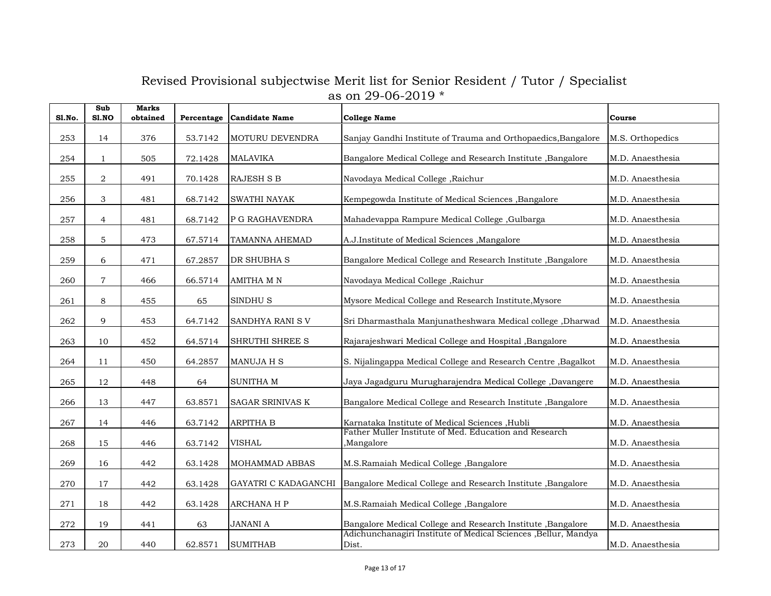# Revised Provisional subjectwise Merit list for Senior Resident / Tutor / Specialist as on 29-06-2019 *

| Sl.No. | Sub Sl.NO | Marks obtained | Percentage | Candidate Name | College Name | Course |
|---|---|---|---|---|---|---|
| 253 | 14 | 376 | 53.7142 | MOTURU DEVENDRA | Sanjay Gandhi Institute of Trauma and Orthopaedics,Bangalore | M.S. Orthopedics |
| 254 | 1 | 505 | 72.1428 | MALAVIKA | Bangalore Medical College and Research Institute ,Bangalore | M.D. Anaesthesia |
| 255 | 2 | 491 | 70.1428 | RAJESH S B | Navodaya Medical College ,Raichur | M.D. Anaesthesia |
| 256 | 3 | 481 | 68.7142 | SWATHI NAYAK | Kempegowda Institute of Medical Sciences ,Bangalore | M.D. Anaesthesia |
| 257 | 4 | 481 | 68.7142 | P G RAGHAVENDRA | Mahadevappa Rampure Medical College ,Gulbarga | M.D. Anaesthesia |
| 258 | 5 | 473 | 67.5714 | TAMANNA AHEMAD | A.J.Institute of Medical Sciences ,Mangalore | M.D. Anaesthesia |
| 259 | 6 | 471 | 67.2857 | DR SHUBHA S | Bangalore Medical College and Research Institute ,Bangalore | M.D. Anaesthesia |
| 260 | 7 | 466 | 66.5714 | AMITHA M N | Navodaya Medical College ,Raichur | M.D. Anaesthesia |
| 261 | 8 | 455 | 65 | SINDHU S | Mysore Medical College and Research Institute,Mysore | M.D. Anaesthesia |
| 262 | 9 | 453 | 64.7142 | SANDHYA RANI S V | Sri Dharmasthala Manjunatheshwara Medical college ,Dharwad | M.D. Anaesthesia |
| 263 | 10 | 452 | 64.5714 | SHRUTHI SHREE S | Rajarajeshwari Medical College and Hospital ,Bangalore | M.D. Anaesthesia |
| 264 | 11 | 450 | 64.2857 | MANUJA H S | S. Nijalingappa Medical College and Research Centre ,Bagalkot | M.D. Anaesthesia |
| 265 | 12 | 448 | 64 | SUNITHA M | Jaya Jagadguru Murugharajendra Medical College ,Davangere | M.D. Anaesthesia |
| 266 | 13 | 447 | 63.8571 | SAGAR SRINIVAS K | Bangalore Medical College and Research Institute ,Bangalore | M.D. Anaesthesia |
| 267 | 14 | 446 | 63.7142 | ARPITHA B | Karnataka Institute of Medical Sciences ,Hubli | M.D. Anaesthesia |
| 268 | 15 | 446 | 63.7142 | VISHAL | Father Muller Institute of Med. Education and Research ,Mangalore | M.D. Anaesthesia |
| 269 | 16 | 442 | 63.1428 | MOHAMMAD ABBAS | M.S.Ramaiah Medical College ,Bangalore | M.D. Anaesthesia |
| 270 | 17 | 442 | 63.1428 | GAYATRI C KADAGANCHI | Bangalore Medical College and Research Institute ,Bangalore | M.D. Anaesthesia |
| 271 | 18 | 442 | 63.1428 | ARCHANA H P | M.S.Ramaiah Medical College ,Bangalore | M.D. Anaesthesia |
| 272 | 19 | 441 | 63 | JANANI A | Bangalore Medical College and Research Institute ,Bangalore | M.D. Anaesthesia |
| 273 | 20 | 440 | 62.8571 | SUMITHAB | Adichunchanagiri Institute of Medical Sciences ,Bellur, Mandya Dist. | M.D. Anaesthesia |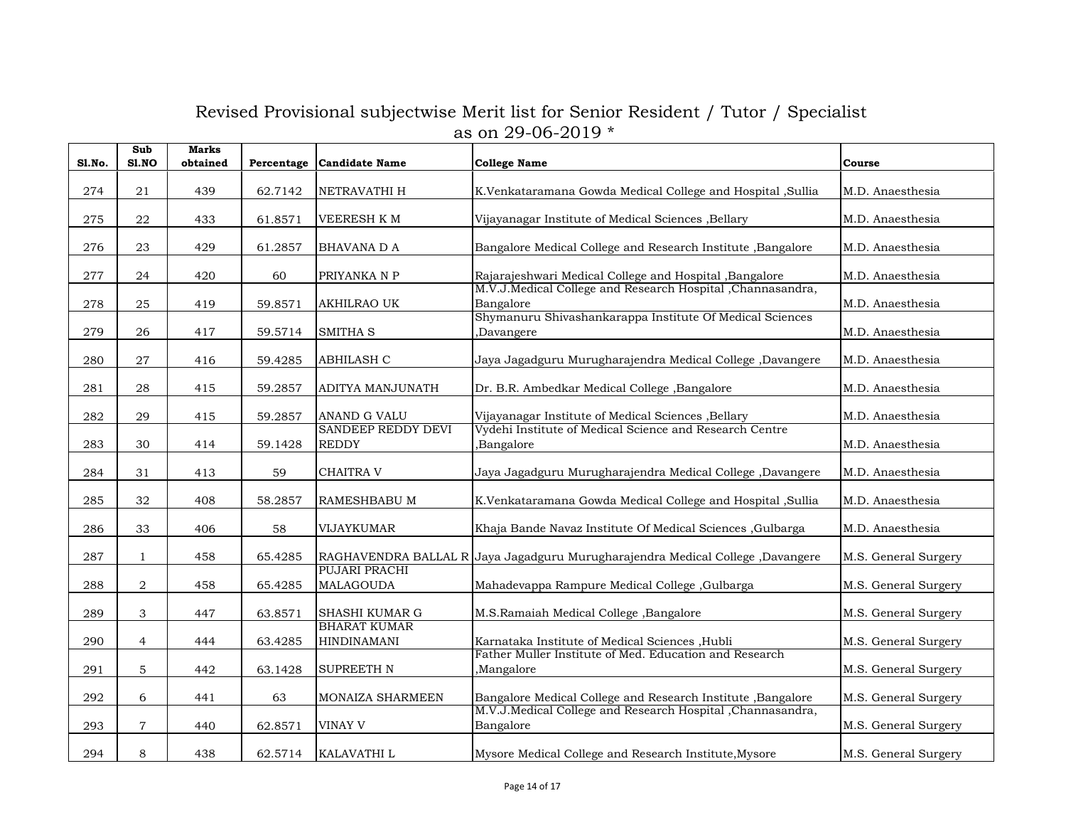# Revised Provisional subjectwise Merit list for Senior Resident / Tutor / Specialist as on 29-06-2019 *

| Sl.No. | Sub Sl.NO | Marks obtained | Percentage | Candidate Name | College Name | Course |
|---|---|---|---|---|---|---|
| 274 | 21 | 439 | 62.7142 | NETRAVATHI H | K.Venkataramana Gowda Medical College and Hospital ,Sullia | M.D. Anaesthesia |
| 275 | 22 | 433 | 61.8571 | VEERESH K M | Vijayanagar Institute of Medical Sciences ,Bellary | M.D. Anaesthesia |
| 276 | 23 | 429 | 61.2857 | BHAVANA D A | Bangalore Medical College and Research Institute ,Bangalore | M.D. Anaesthesia |
| 277 | 24 | 420 | 60 | PRIYANKA N P | Rajarajeshwari Medical College and Hospital ,Bangalore | M.D. Anaesthesia |
| 278 | 25 | 419 | 59.8571 | AKHILRAO UK | M.V.J.Medical College and Research Hospital ,Channasandra, Bangalore | M.D. Anaesthesia |
| 279 | 26 | 417 | 59.5714 | SMITHA S | Shymanuru Shivashankarappa Institute Of Medical Sciences ,Davangere | M.D. Anaesthesia |
| 280 | 27 | 416 | 59.4285 | ABHILASH C | Jaya Jagadguru Murugharajendra Medical College ,Davangere | M.D. Anaesthesia |
| 281 | 28 | 415 | 59.2857 | ADITYA MANJUNATH | Dr. B.R. Ambedkar Medical College ,Bangalore | M.D. Anaesthesia |
| 282 | 29 | 415 | 59.2857 | ANAND G VALU | Vijayanagar Institute of Medical Sciences ,Bellary | M.D. Anaesthesia |
| 283 | 30 | 414 | 59.1428 | SANDEEP REDDY DEVI REDDY | Vydehi Institute of Medical Science and Research Centre ,Bangalore | M.D. Anaesthesia |
| 284 | 31 | 413 | 59 | CHAITRA V | Jaya Jagadguru Murugharajendra Medical College ,Davangere | M.D. Anaesthesia |
| 285 | 32 | 408 | 58.2857 | RAMESHBABU M | K.Venkataramana Gowda Medical College and Hospital ,Sullia | M.D. Anaesthesia |
| 286 | 33 | 406 | 58 | VIJAYKUMAR | Khaja Bande Navaz Institute Of Medical Sciences ,Gulbarga | M.D. Anaesthesia |
| 287 | 1 | 458 | 65.4285 | RAGHAVENDRA BALLAL R | Jaya Jagadguru Murugharajendra Medical College ,Davangere | M.S. General Surgery |
| 288 | 2 | 458 | 65.4285 | PUJARI PRACHI MALAGOUDA | Mahadevappa Rampure Medical College ,Gulbarga | M.S. General Surgery |
| 289 | 3 | 447 | 63.8571 | SHASHI KUMAR G | M.S.Ramaiah Medical College ,Bangalore | M.S. General Surgery |
| 290 | 4 | 444 | 63.4285 | BHARAT KUMAR HINDINAMANI | Karnataka Institute of Medical Sciences ,Hubli | M.S. General Surgery |
| 291 | 5 | 442 | 63.1428 | SUPREETH N | Father Muller Institute of Med. Education and Research ,Mangalore | M.S. General Surgery |
| 292 | 6 | 441 | 63 | MONAIZA SHARMEEN | Bangalore Medical College and Research Institute ,Bangalore | M.S. General Surgery |
| 293 | 7 | 440 | 62.8571 | VINAY V | M.V.J.Medical College and Research Hospital ,Channasandra, Bangalore | M.S. General Surgery |
| 294 | 8 | 438 | 62.5714 | KALAVATHI L | Mysore Medical College and Research Institute,Mysore | M.S. General Surgery |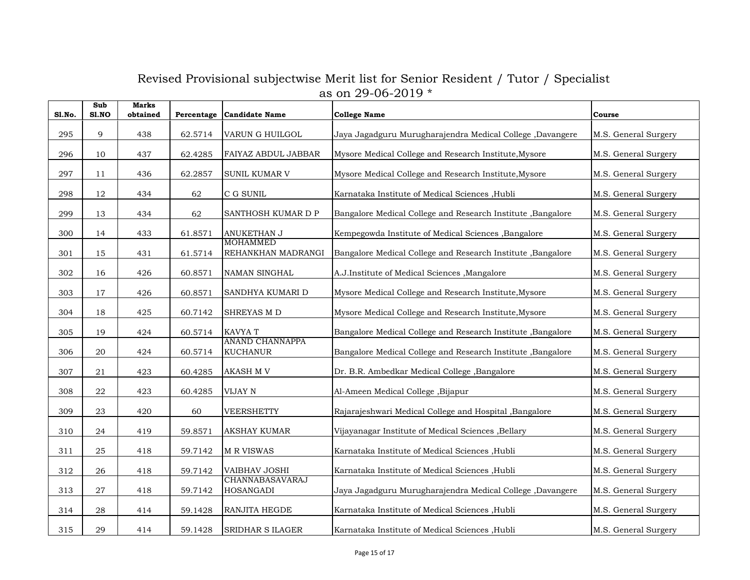# Revised Provisional subjectwise Merit list for Senior Resident / Tutor / Specialist as on 29-06-2019 *

| Sl.No. | Sub Sl.NO | Marks obtained | Percentage | Candidate Name | College Name | Course |
|---|---|---|---|---|---|---|
| 295 | 9 | 438 | 62.5714 | VARUN G HUILGOL | Jaya Jagadguru Murugharajendra Medical College ,Davangere | M.S. General Surgery |
| 296 | 10 | 437 | 62.4285 | FAIYAZ ABDUL JABBAR | Mysore Medical College and Research Institute,Mysore | M.S. General Surgery |
| 297 | 11 | 436 | 62.2857 | SUNIL KUMAR V | Mysore Medical College and Research Institute,Mysore | M.S. General Surgery |
| 298 | 12 | 434 | 62 | C G SUNIL | Karnataka Institute of Medical Sciences ,Hubli | M.S. General Surgery |
| 299 | 13 | 434 | 62 | SANTHOSH KUMAR D P | Bangalore Medical College and Research Institute ,Bangalore | M.S. General Surgery |
| 300 | 14 | 433 | 61.8571 | ANUKETHAN J | Kempegowda Institute of Medical Sciences ,Bangalore | M.S. General Surgery |
| 301 | 15 | 431 | 61.5714 | MOHAMMED REHANKHAN MADRANGI | Bangalore Medical College and Research Institute ,Bangalore | M.S. General Surgery |
| 302 | 16 | 426 | 60.8571 | NAMAN SINGHAL | A.J.Institute of Medical Sciences ,Mangalore | M.S. General Surgery |
| 303 | 17 | 426 | 60.8571 | SANDHYA KUMARI D | Mysore Medical College and Research Institute,Mysore | M.S. General Surgery |
| 304 | 18 | 425 | 60.7142 | SHREYAS M D | Mysore Medical College and Research Institute,Mysore | M.S. General Surgery |
| 305 | 19 | 424 | 60.5714 | KAVYA T | Bangalore Medical College and Research Institute ,Bangalore | M.S. General Surgery |
| 306 | 20 | 424 | 60.5714 | ANAND CHANNAPPA KUCHANUR | Bangalore Medical College and Research Institute ,Bangalore | M.S. General Surgery |
| 307 | 21 | 423 | 60.4285 | AKASH M V | Dr. B.R. Ambedkar Medical College ,Bangalore | M.S. General Surgery |
| 308 | 22 | 423 | 60.4285 | VIJAY N | Al-Ameen Medical College ,Bijapur | M.S. General Surgery |
| 309 | 23 | 420 | 60 | VEERSHETTY | Rajarajeshwari Medical College and Hospital ,Bangalore | M.S. General Surgery |
| 310 | 24 | 419 | 59.8571 | AKSHAY KUMAR | Vijayanagar Institute of Medical Sciences ,Bellary | M.S. General Surgery |
| 311 | 25 | 418 | 59.7142 | M R VISWAS | Karnataka Institute of Medical Sciences ,Hubli | M.S. General Surgery |
| 312 | 26 | 418 | 59.7142 | VAIBHAV JOSHI | Karnataka Institute of Medical Sciences ,Hubli | M.S. General Surgery |
| 313 | 27 | 418 | 59.7142 | CHANNABASAVARAJ HOSANGADI | Jaya Jagadguru Murugharajendra Medical College ,Davangere | M.S. General Surgery |
| 314 | 28 | 414 | 59.1428 | RANJITA HEGDE | Karnataka Institute of Medical Sciences ,Hubli | M.S. General Surgery |
| 315 | 29 | 414 | 59.1428 | SRIDHAR S ILAGER | Karnataka Institute of Medical Sciences ,Hubli | M.S. Genaral Surgery |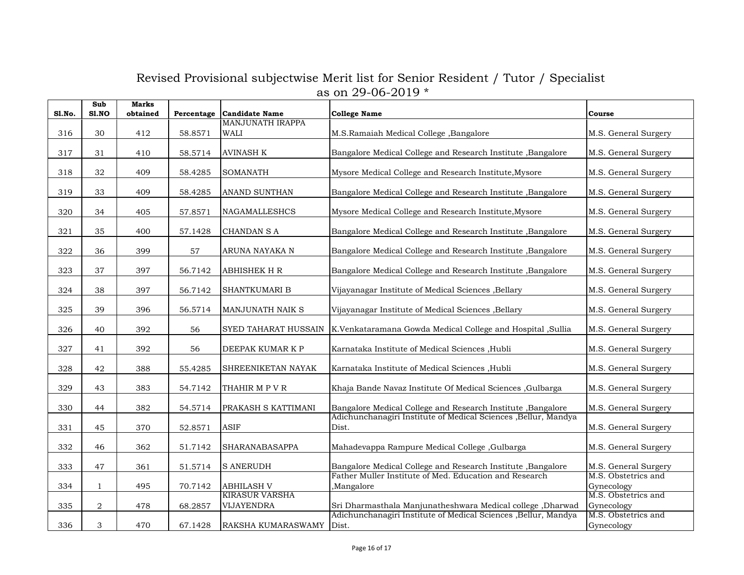# Revised Provisional subjectwise Merit list for Senior Resident / Tutor / Specialist as on 29-06-2019 *

| Sl.No. | Sub Sl.NO | Marks obtained | Percentage | Candidate Name | College Name | Course |
|---|---|---|---|---|---|---|
| 316 | 30 | 412 | 58.8571 | MANJUNATH IRAPPA WALI | M.S.Ramaiah Medical College ,Bangalore | M.S. General Surgery |
| 317 | 31 | 410 | 58.5714 | AVINASH K | Bangalore Medical College and Research Institute ,Bangalore | M.S. General Surgery |
| 318 | 32 | 409 | 58.4285 | SOMANATH | Mysore Medical College and Research Institute,Mysore | M.S. General Surgery |
| 319 | 33 | 409 | 58.4285 | ANAND SUNTHAN | Bangalore Medical College and Research Institute ,Bangalore | M.S. General Surgery |
| 320 | 34 | 405 | 57.8571 | NAGAMALLESHCS | Mysore Medical College and Research Institute,Mysore | M.S. General Surgery |
| 321 | 35 | 400 | 57.1428 | CHANDAN S A | Bangalore Medical College and Research Institute ,Bangalore | M.S. General Surgery |
| 322 | 36 | 399 | 57 | ARUNA NAYAKA N | Bangalore Medical College and Research Institute ,Bangalore | M.S. General Surgery |
| 323 | 37 | 397 | 56.7142 | ABHISHEK H R | Bangalore Medical College and Research Institute ,Bangalore | M.S. General Surgery |
| 324 | 38 | 397 | 56.7142 | SHANTKUMARI B | Vijayanagar Institute of Medical Sciences ,Bellary | M.S. General Surgery |
| 325 | 39 | 396 | 56.5714 | MANJUNATH NAIK S | Vijayanagar Institute of Medical Sciences ,Bellary | M.S. General Surgery |
| 326 | 40 | 392 | 56 | SYED TAHARAT HUSSAIN | K.Venkataramana Gowda Medical College and Hospital ,Sullia | M.S. General Surgery |
| 327 | 41 | 392 | 56 | DEEPAK KUMAR K P | Karnataka Institute of Medical Sciences ,Hubli | M.S. General Surgery |
| 328 | 42 | 388 | 55.4285 | SHREENIKETAN NAYAK | Karnataka Institute of Medical Sciences ,Hubli | M.S. General Surgery |
| 329 | 43 | 383 | 54.7142 | THAHIR M P V R | Khaja Bande Navaz Institute Of Medical Sciences ,Gulbarga | M.S. General Surgery |
| 330 | 44 | 382 | 54.5714 | PRAKASH S KATTIMANI | Bangalore Medical College and Research Institute ,Bangalore | M.S. General Surgery |
| 331 | 45 | 370 | 52.8571 | ASIF | Adichunchanagiri Institute of Medical Sciences ,Bellur, Mandya Dist. | M.S. General Surgery |
| 332 | 46 | 362 | 51.7142 | SHARANABASAPPA | Mahadevappa Rampure Medical College ,Gulbarga | M.S. General Surgery |
| 333 | 47 | 361 | 51.5714 | S ANERUDH | Bangalore Medical College and Research Institute ,Bangalore | M.S. General Surgery |
| 334 | 1 | 495 | 70.7142 | ABHILASH V | Father Muller Institute of Med. Education and Research ,Mangalore | M.S. Obstetrics and Gynecology |
| 335 | 2 | 478 | 68.2857 | KIRASUR VARSHA VIJAYENDRA | Sri Dharmasthala Manjunatheshwara Medical college ,Dharwad | M.S. Obstetrics and Gynecology |
| 336 | 3 | 470 | 67.1428 | RAKSHA KUMARASWAMY | Adichunchanagiri Institute of Medical Sciences ,Bellur, Mandya Dist. | M.S. Obstetrics and Gynecology |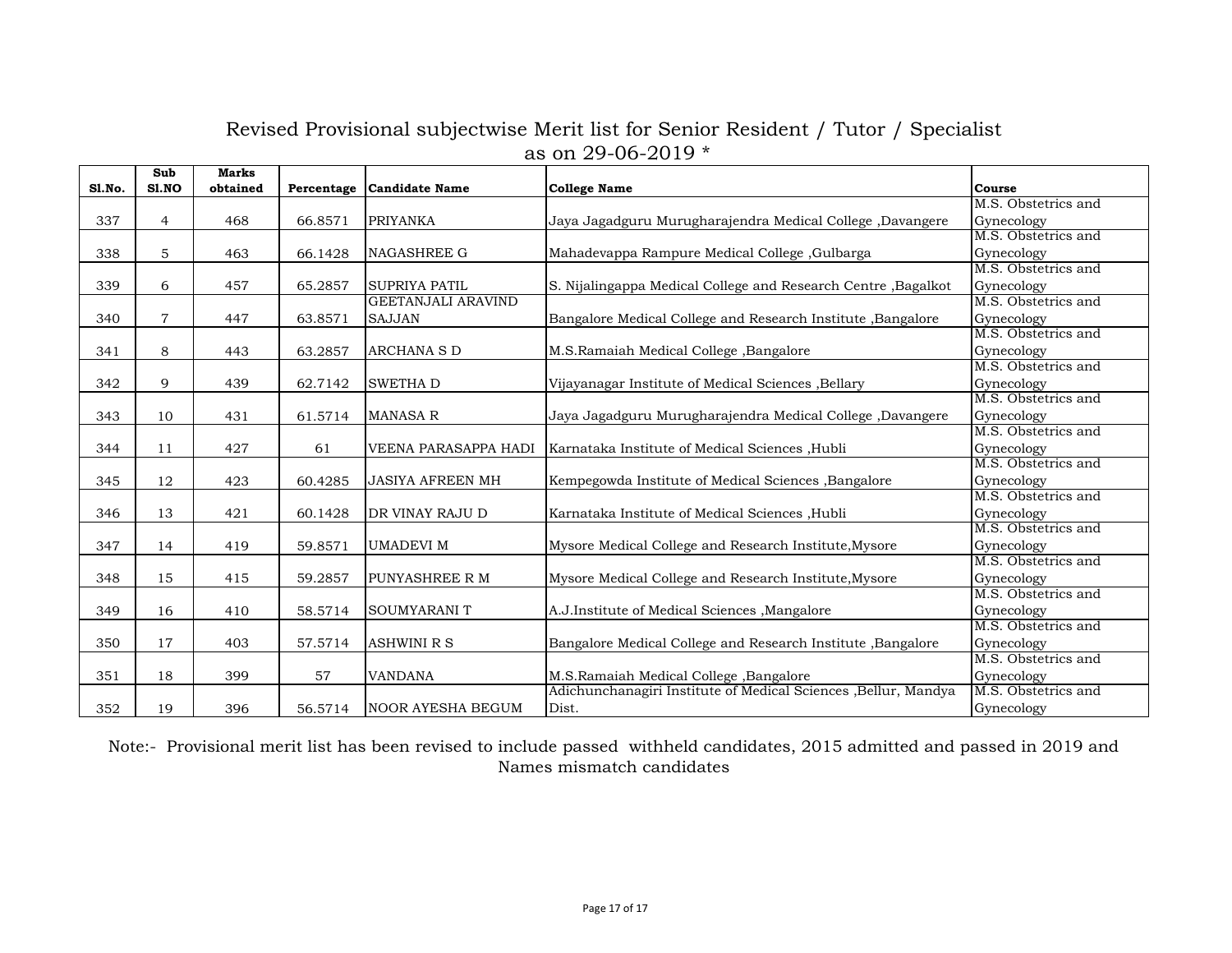# Revised Provisional subjectwise Merit list for Senior Resident / Tutor / Specialist as on 29-06-2019 *

| Sl.No. | Sub Sl.NO | Marks obtained | Percentage | Candidate Name | College Name | Course |
|---|---|---|---|---|---|---|
| 337 | 4 | 468 | 66.8571 | PRIYANKA | Jaya Jagadguru Murugharajendra Medical College ,Davangere | M.S. Obstetrics and Gynecology |
| 338 | 5 | 463 | 66.1428 | NAGASHREE G | Mahadevappa Rampure Medical College ,Gulbarga | M.S. Obstetrics and Gynecology |
| 339 | 6 | 457 | 65.2857 | SUPRIYA PATIL | S. Nijalingappa Medical College and Research Centre ,Bagalkot | M.S. Obstetrics and Gynecology |
| 340 | 7 | 447 | 63.8571 | GEETANJALI ARAVIND SAJJAN | Bangalore Medical College and Research Institute ,Bangalore | M.S. Obstetrics and Gynecology |
| 341 | 8 | 443 | 63.2857 | ARCHANA S D | M.S.Ramaiah Medical College ,Bangalore | M.S. Obstetrics and Gynecology |
| 342 | 9 | 439 | 62.7142 | SWETHA D | Vijayanagar Institute of Medical Sciences ,Bellary | M.S. Obstetrics and Gynecology |
| 343 | 10 | 431 | 61.5714 | MANASA R | Jaya Jagadguru Murugharajendra Medical College ,Davangere | M.S. Obstetrics and Gynecology |
| 344 | 11 | 427 | 61 | VEENA PARASAPPA HADI | Karnataka Institute of Medical Sciences ,Hubli | M.S. Obstetrics and Gynecology |
| 345 | 12 | 423 | 60.4285 | JASIYA AFREEN MH | Kempegowda Institute of Medical Sciences ,Bangalore | M.S. Obstetrics and Gynecology |
| 346 | 13 | 421 | 60.1428 | DR VINAY RAJU D | Karnataka Institute of Medical Sciences ,Hubli | M.S. Obstetrics and Gynecology |
| 347 | 14 | 419 | 59.8571 | UMADEVI M | Mysore Medical College and Research Institute,Mysore | M.S. Obstetrics and Gynecology |
| 348 | 15 | 415 | 59.2857 | PUNYASHREE R M | Mysore Medical College and Research Institute,Mysore | M.S. Obstetrics and Gynecology |
| 349 | 16 | 410 | 58.5714 | SOUMYARANI T | A.J.Institute of Medical Sciences ,Mangalore | M.S. Obstetrics and Gynecology |
| 350 | 17 | 403 | 57.5714 | ASHWINI R S | Bangalore Medical College and Research Institute ,Bangalore | M.S. Obstetrics and Gynecology |
| 351 | 18 | 399 | 57 | VANDANA | M.S.Ramaiah Medical College ,Bangalore | M.S. Obstetrics and Gynecology |
| 352 | 19 | 396 | 56.5714 | NOOR AYESHA BEGUM | Adichunchanagiri Institute of Medical Sciences ,Bellur, Mandya Dist. | M.S. Obstetrics and Gynecology |

Note:- Provisional merit list has been revised to include passed withheld candidates, 2015 admitted and passed in 2019 and Names mismatch candidates